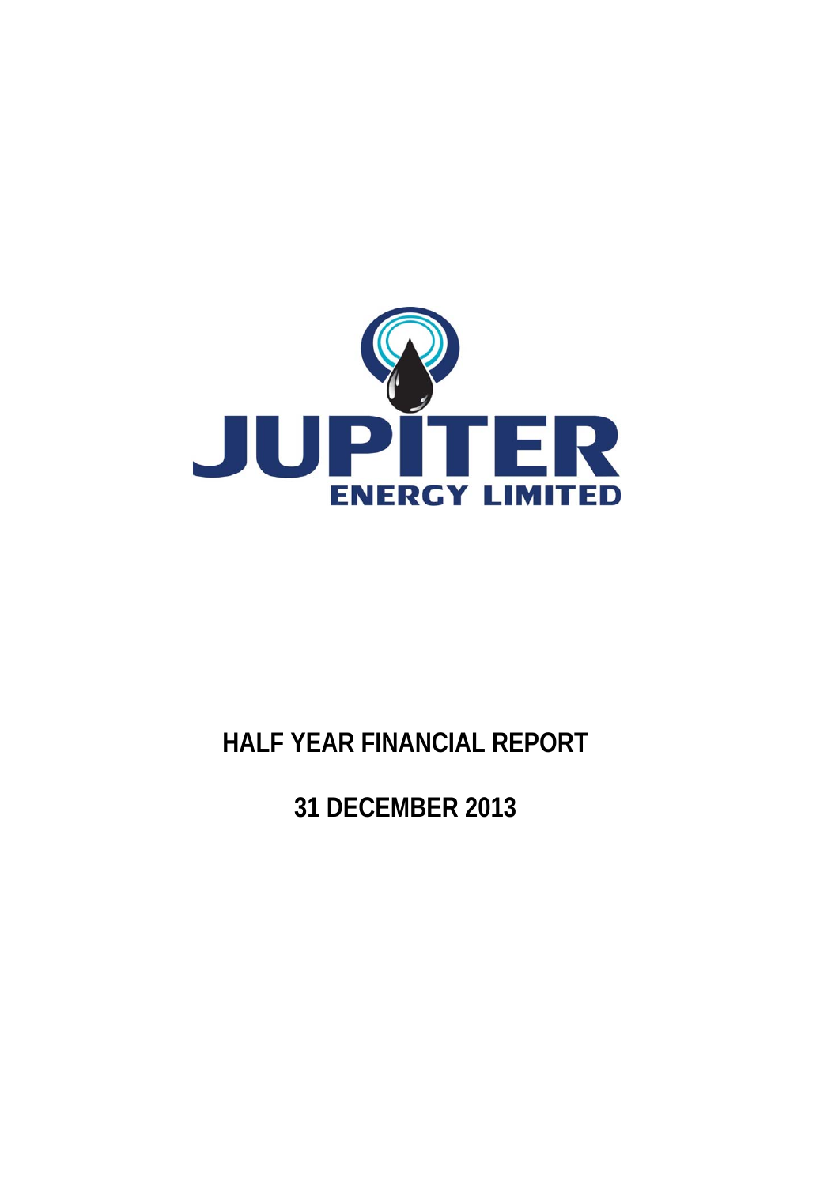JUPITER ENERGY LIMITED

# HALF YEAR FINANCIAL REPORT

# 31 DECEMBER 2013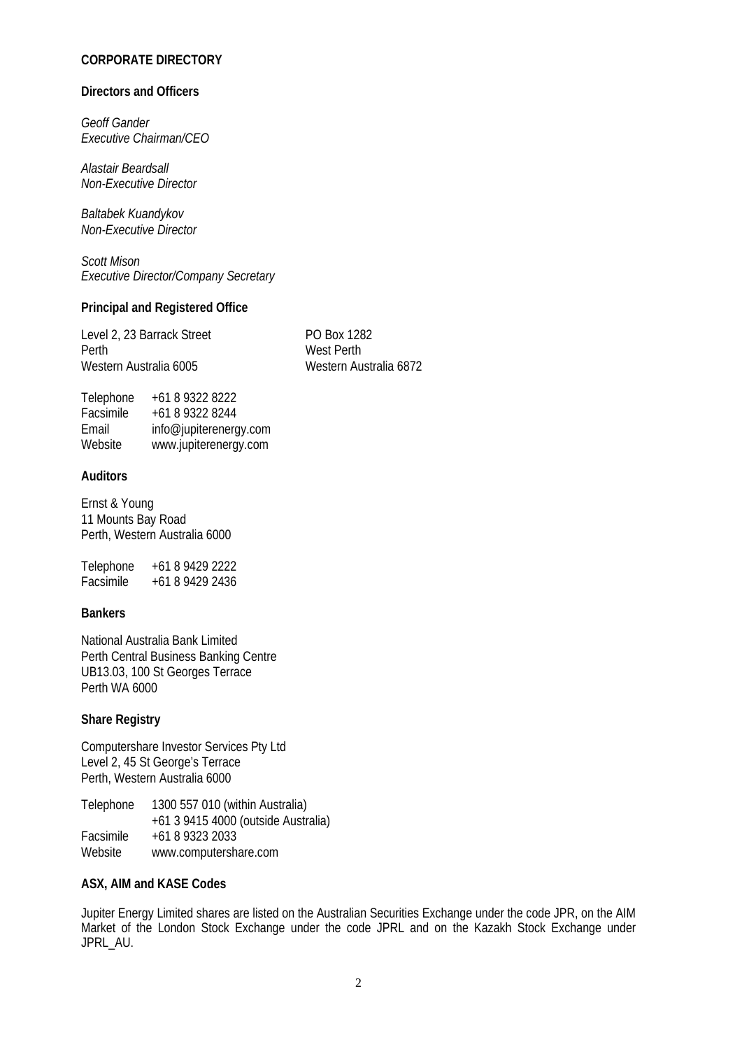# CORPORATE DIRECTORY

## Directors and Officers

*Geoff Gander*
*Executive Chairman/CEO*

*Alastair Beardsall*
*Non-Executive Director*

*Baltabek Kuandykov*
*Non-Executive Director*

*Scott Mison*
*Executive Director/Company Secretary*

## Principal and Registered Office

Level 2, 23 Barrack Street
Perth
Western Australia 6005

PO Box 1282
West Perth
Western Australia 6872

| | |
|---|---|
| Telephone | +61 8 9322 8222 |
| Facsimile | +61 8 9322 8244 |
| Email | info@jupiterenergy.com |
| Website | www.jupiterenergy.com |

## Auditors

Ernst & Young
11 Mounts Bay Road
Perth, Western Australia 6000

| | |
|---|---|
| Telephone | +61 8 9429 2222 |
| Facsimile | +61 8 9429 2436 |

## Bankers

National Australia Bank Limited
Perth Central Business Banking Centre
UB13.03, 100 St Georges Terrace
Perth WA 6000

## Share Registry

Computershare Investor Services Pty Ltd
Level 2, 45 St George's Terrace
Perth, Western Australia 6000

| | |
|---|---|
| Telephone | 1300 557 010 (within Australia) |
| | +61 3 9415 4000 (outside Australia) |
| Facsimile | +61 8 9323 2033 |
| Website | www.computershare.com |

## ASX, AIM and KASE Codes

Jupiter Energy Limited shares are listed on the Australian Securities Exchange under the code JPR, on the AIM Market of the London Stock Exchange under the code JPRL and on the Kazakh Stock Exchange under JPRL_AU.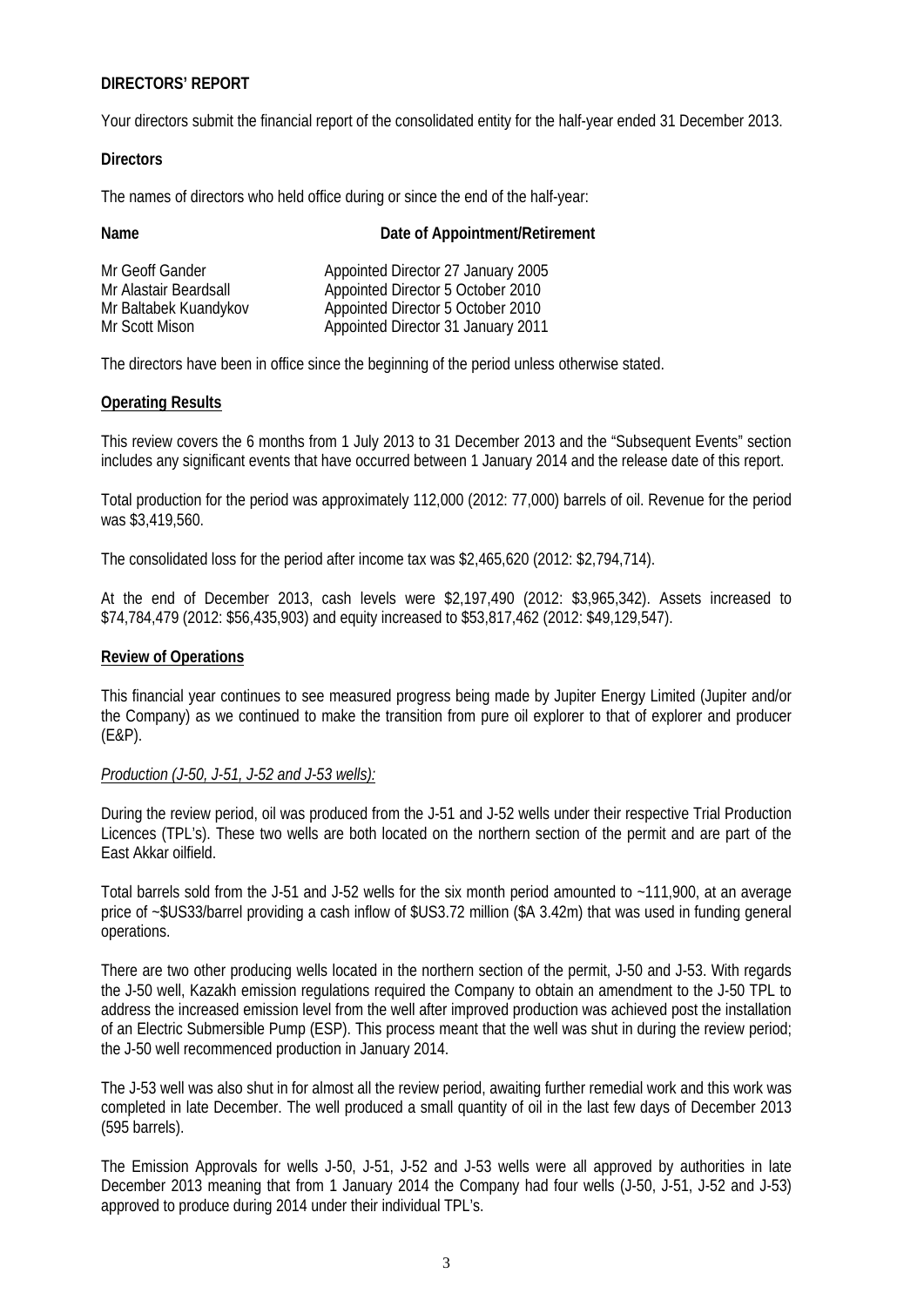**DIRECTORS' REPORT**

Your directors submit the financial report of the consolidated entity for the half-year ended 31 December 2013.

**Directors**

The names of directors who held office during or since the end of the half-year:

| **Name** | **Date of Appointment/Retirement** |
|---|---|
| Mr Geoff Gander | Appointed Director 27 January 2005 |
| Mr Alastair Beardsall | Appointed Director 5 October 2010 |
| Mr Baltabek Kuandykov | Appointed Director 5 October 2010 |
| Mr Scott Mison | Appointed Director 31 January 2011 |

The directors have been in office since the beginning of the period unless otherwise stated.

**Operating Results**

This review covers the 6 months from 1 July 2013 to 31 December 2013 and the "Subsequent Events" section includes any significant events that have occurred between 1 January 2014 and the release date of this report.

Total production for the period was approximately 112,000 (2012: 77,000) barrels of oil. Revenue for the period was $3,419,560.

The consolidated loss for the period after income tax was $2,465,620 (2012: $2,794,714).

At the end of December 2013, cash levels were $2,197,490 (2012: $3,965,342). Assets increased to $74,784,479 (2012: $56,435,903) and equity increased to $53,817,462 (2012: $49,129,547).

**Review of Operations**

This financial year continues to see measured progress being made by Jupiter Energy Limited (Jupiter and/or the Company) as we continued to make the transition from pure oil explorer to that of explorer and producer (E&P).

*Production (J-50, J-51, J-52 and J-53 wells):*

During the review period, oil was produced from the J-51 and J-52 wells under their respective Trial Production Licences (TPL's). These two wells are both located on the northern section of the permit and are part of the East Akkar oilfield.

Total barrels sold from the J-51 and J-52 wells for the six month period amounted to ~111,900, at an average price of ~$US33/barrel providing a cash inflow of $US3.72 million ($A 3.42m) that was used in funding general operations.

There are two other producing wells located in the northern section of the permit, J-50 and J-53. With regards the J-50 well, Kazakh emission regulations required the Company to obtain an amendment to the J-50 TPL to address the increased emission level from the well after improved production was achieved post the installation of an Electric Submersible Pump (ESP). This process meant that the well was shut in during the review period; the J-50 well recommenced production in January 2014.

The J-53 well was also shut in for almost all the review period, awaiting further remedial work and this work was completed in late December. The well produced a small quantity of oil in the last few days of December 2013 (595 barrels).

The Emission Approvals for wells J-50, J-51, J-52 and J-53 wells were all approved by authorities in late December 2013 meaning that from 1 January 2014 the Company had four wells (J-50, J-51, J-52 and J-53) approved to produce during 2014 under their individual TPL's.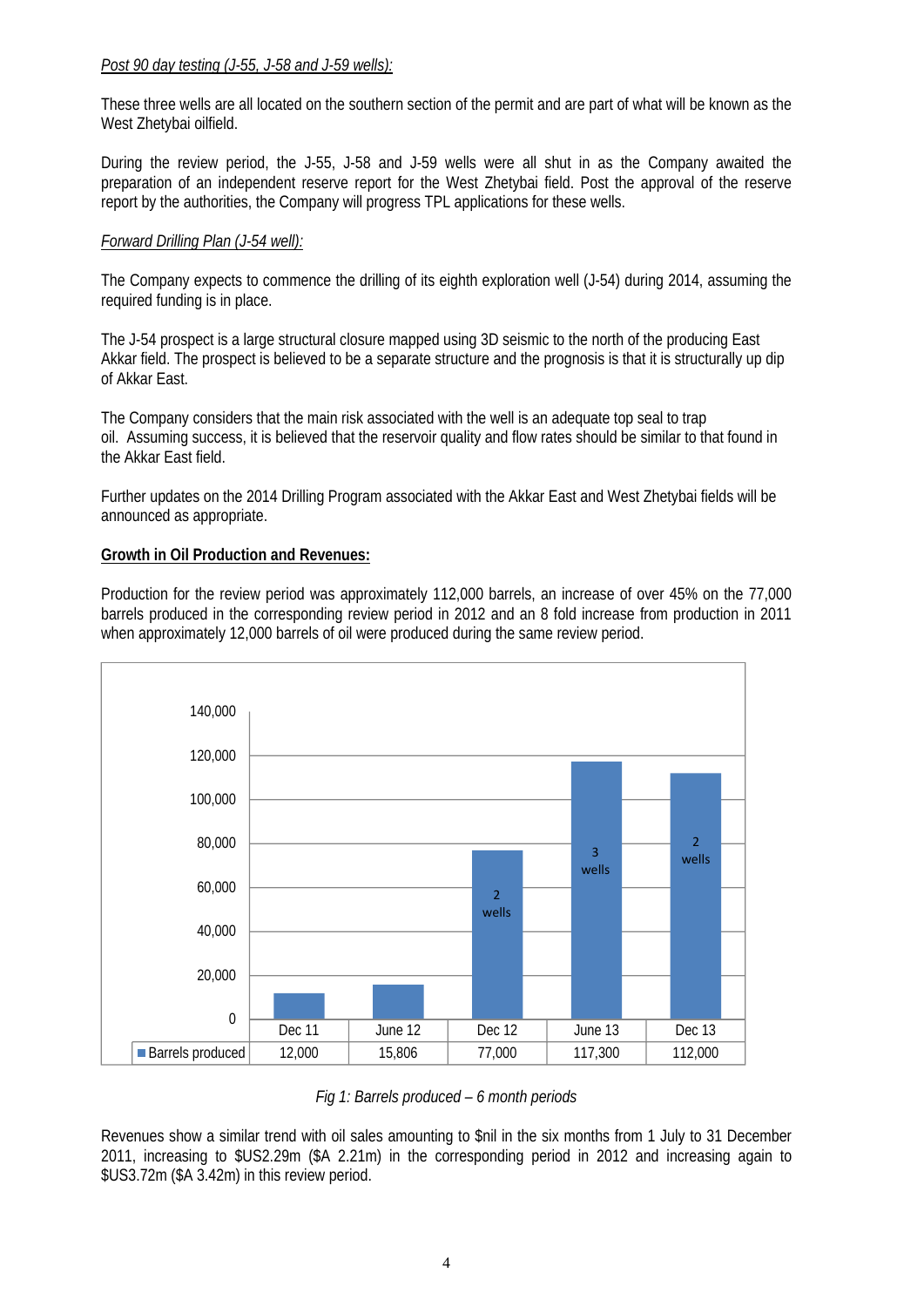*Post 90 day testing (J-55, J-58 and J-59 wells):*

These three wells are all located on the southern section of the permit and are part of what will be known as the West Zhetybai oilfield.

During the review period, the J-55, J-58 and J-59 wells were all shut in as the Company awaited the preparation of an independent reserve report for the West Zhetybai field. Post the approval of the reserve report by the authorities, the Company will progress TPL applications for these wells.

*Forward Drilling Plan (J-54 well):*

The Company expects to commence the drilling of its eighth exploration well (J-54) during 2014, assuming the required funding is in place.

The J-54 prospect is a large structural closure mapped using 3D seismic to the north of the producing East Akkar field. The prospect is believed to be a separate structure and the prognosis is that it is structurally up dip of Akkar East.

The Company considers that the main risk associated with the well is an adequate top seal to trap oil. Assuming success, it is believed that the reservoir quality and flow rates should be similar to that found in the Akkar East field.

Further updates on the 2014 Drilling Program associated with the Akkar East and West Zhetybai fields will be announced as appropriate.

**Growth in Oil Production and Revenues:**

Production for the review period was approximately 112,000 barrels, an increase of over 45% on the 77,000 barrels produced in the corresponding review period in 2012 and an 8 fold increase from production in 2011 when approximately 12,000 barrels of oil were produced during the same review period.

| | Dec 11 | June 12 | Dec 12 | June 13 | Dec 13 |
|---|---|---|---|---|---|
| Barrels produced | 12,000 | 15,806 | 77,000 | 117,300 | 112,000 |
| | | | 2 wells | 3 wells | 2 wells |

*Fig 1: Barrels produced – 6 month periods*

Revenues show a similar trend with oil sales amounting to $nil in the six months from 1 July to 31 December 2011, increasing to $US2.29m ($A 2.21m) in the corresponding period in 2012 and increasing again to $US3.72m ($A 3.42m) in this review period.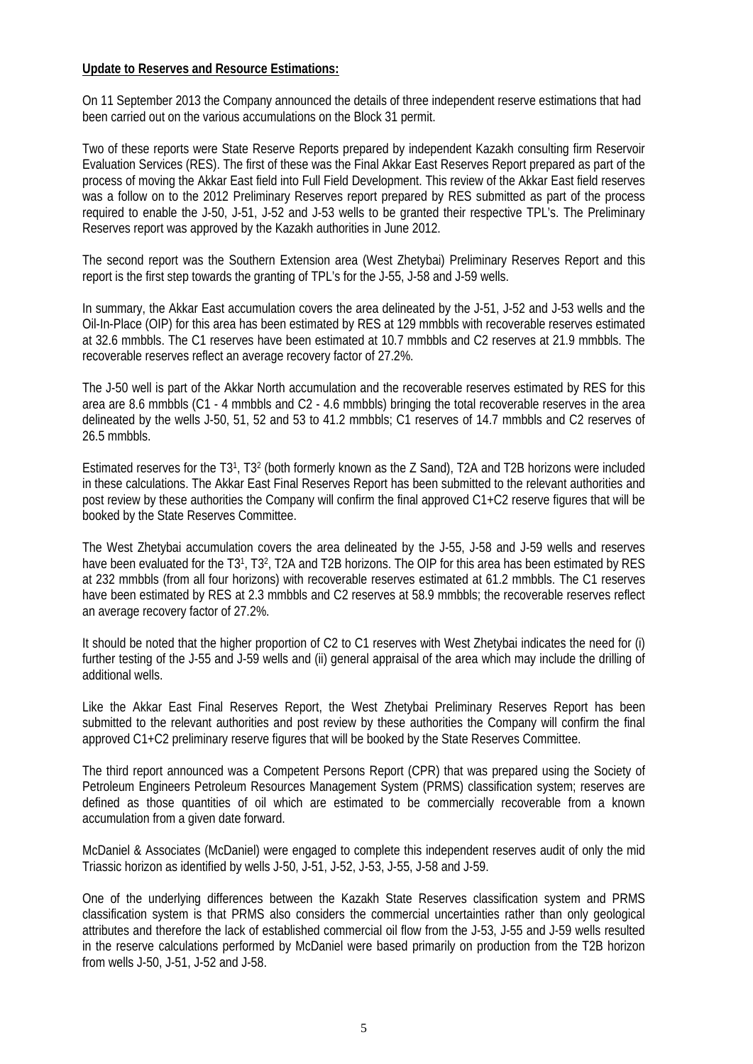**Update to Reserves and Resource Estimations:**

On 11 September 2013 the Company announced the details of three independent reserve estimations that had been carried out on the various accumulations on the Block 31 permit.

Two of these reports were State Reserve Reports prepared by independent Kazakh consulting firm Reservoir Evaluation Services (RES). The first of these was the Final Akkar East Reserves Report prepared as part of the process of moving the Akkar East field into Full Field Development. This review of the Akkar East field reserves was a follow on to the 2012 Preliminary Reserves report prepared by RES submitted as part of the process required to enable the J-50, J-51, J-52 and J-53 wells to be granted their respective TPL's. The Preliminary Reserves report was approved by the Kazakh authorities in June 2012.

The second report was the Southern Extension area (West Zhetybai) Preliminary Reserves Report and this report is the first step towards the granting of TPL's for the J-55, J-58 and J-59 wells.

In summary, the Akkar East accumulation covers the area delineated by the J-51, J-52 and J-53 wells and the Oil-In-Place (OIP) for this area has been estimated by RES at 129 mmbbls with recoverable reserves estimated at 32.6 mmbbls. The C1 reserves have been estimated at 10.7 mmbbls and C2 reserves at 21.9 mmbbls. The recoverable reserves reflect an average recovery factor of 27.2%.

The J-50 well is part of the Akkar North accumulation and the recoverable reserves estimated by RES for this area are 8.6 mmbbls (C1 - 4 mmbbls and C2 - 4.6 mmbbls) bringing the total recoverable reserves in the area delineated by the wells J-50, 51, 52 and 53 to 41.2 mmbbls; C1 reserves of 14.7 mmbbls and C2 reserves of 26.5 mmbbls.

Estimated reserves for the $T3^1$, $T3^2$ (both formerly known as the Z Sand), T2A and T2B horizons were included in these calculations. The Akkar East Final Reserves Report has been submitted to the relevant authorities and post review by these authorities the Company will confirm the final approved C1+C2 reserve figures that will be booked by the State Reserves Committee.

The West Zhetybai accumulation covers the area delineated by the J-55, J-58 and J-59 wells and reserves have been evaluated for the $T3^1$, $T3^2$, T2A and T2B horizons. The OIP for this area has been estimated by RES at 232 mmbbls (from all four horizons) with recoverable reserves estimated at 61.2 mmbbls. The C1 reserves have been estimated by RES at 2.3 mmbbls and C2 reserves at 58.9 mmbbls; the recoverable reserves reflect an average recovery factor of 27.2%.

It should be noted that the higher proportion of C2 to C1 reserves with West Zhetybai indicates the need for (i) further testing of the J-55 and J-59 wells and (ii) general appraisal of the area which may include the drilling of additional wells.

Like the Akkar East Final Reserves Report, the West Zhetybai Preliminary Reserves Report has been submitted to the relevant authorities and post review by these authorities the Company will confirm the final approved C1+C2 preliminary reserve figures that will be booked by the State Reserves Committee.

The third report announced was a Competent Persons Report (CPR) that was prepared using the Society of Petroleum Engineers Petroleum Resources Management System (PRMS) classification system; reserves are defined as those quantities of oil which are estimated to be commercially recoverable from a known accumulation from a given date forward.

McDaniel & Associates (McDaniel) were engaged to complete this independent reserves audit of only the mid Triassic horizon as identified by wells J-50, J-51, J-52, J-53, J-55, J-58 and J-59.

One of the underlying differences between the Kazakh State Reserves classification system and PRMS classification system is that PRMS also considers the commercial uncertainties rather than only geological attributes and therefore the lack of established commercial oil flow from the J-53, J-55 and J-59 wells resulted in the reserve calculations performed by McDaniel were based primarily on production from the T2B horizon from wells J-50, J-51, J-52 and J-58.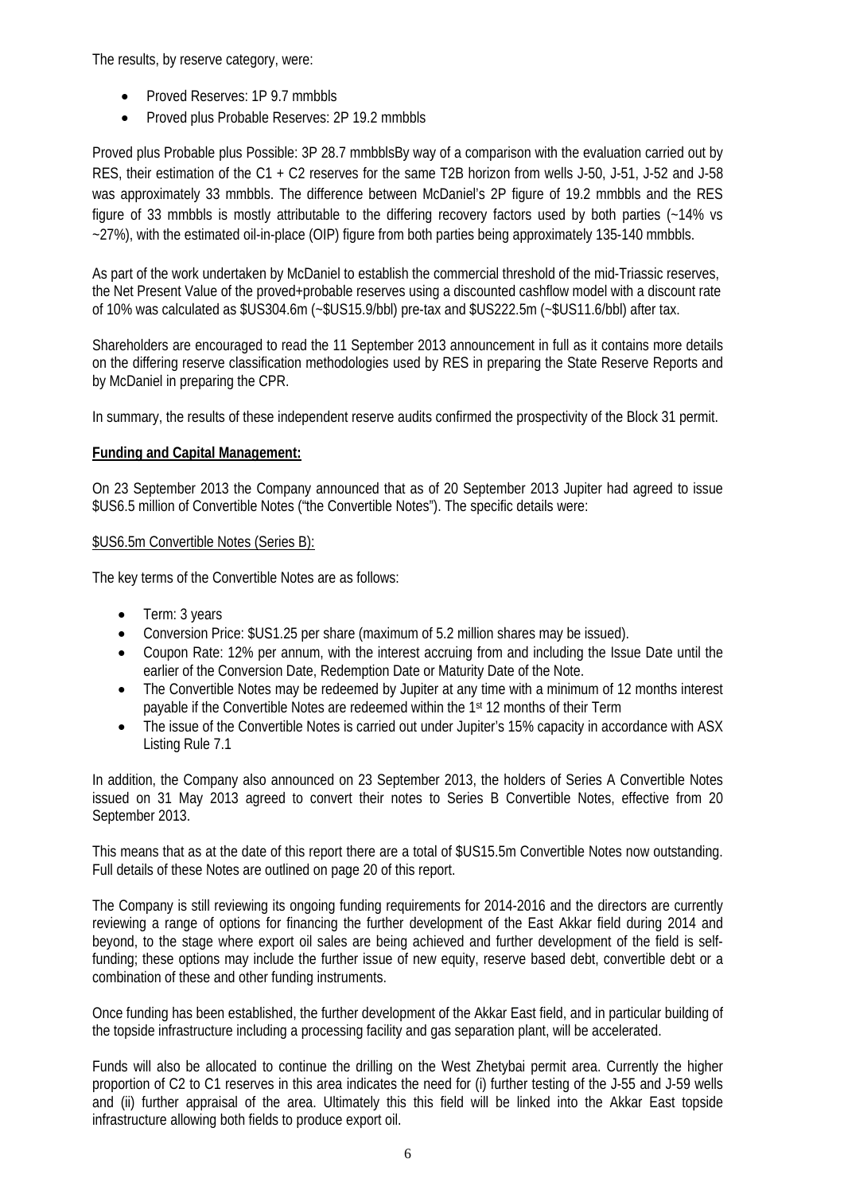The results, by reserve category, were:

- Proved Reserves: 1P 9.7 mmbbls
- Proved plus Probable Reserves: 2P 19.2 mmbbls

Proved plus Probable plus Possible: 3P 28.7 mmbblsBy way of a comparison with the evaluation carried out by RES, their estimation of the C1 + C2 reserves for the same T2B horizon from wells J-50, J-51, J-52 and J-58 was approximately 33 mmbbls. The difference between McDaniel's 2P figure of 19.2 mmbbls and the RES figure of 33 mmbbls is mostly attributable to the differing recovery factors used by both parties (~14% vs ~27%), with the estimated oil-in-place (OIP) figure from both parties being approximately 135-140 mmbbls.

As part of the work undertaken by McDaniel to establish the commercial threshold of the mid-Triassic reserves, the Net Present Value of the proved+probable reserves using a discounted cashflow model with a discount rate of 10% was calculated as $US304.6m (~$US15.9/bbl) pre-tax and $US222.5m (~$US11.6/bbl) after tax.

Shareholders are encouraged to read the 11 September 2013 announcement in full as it contains more details on the differing reserve classification methodologies used by RES in preparing the State Reserve Reports and by McDaniel in preparing the CPR.

In summary, the results of these independent reserve audits confirmed the prospectivity of the Block 31 permit.

**Funding and Capital Management:**

On 23 September 2013 the Company announced that as of 20 September 2013 Jupiter had agreed to issue $US6.5 million of Convertible Notes ("the Convertible Notes"). The specific details were:

$US6.5m Convertible Notes (Series B):

The key terms of the Convertible Notes are as follows:

- Term: 3 years
- Conversion Price: $US1.25 per share (maximum of 5.2 million shares may be issued).
- Coupon Rate: 12% per annum, with the interest accruing from and including the Issue Date until the earlier of the Conversion Date, Redemption Date or Maturity Date of the Note.
- The Convertible Notes may be redeemed by Jupiter at any time with a minimum of 12 months interest payable if the Convertible Notes are redeemed within the 1st 12 months of their Term
- The issue of the Convertible Notes is carried out under Jupiter's 15% capacity in accordance with ASX Listing Rule 7.1

In addition, the Company also announced on 23 September 2013, the holders of Series A Convertible Notes issued on 31 May 2013 agreed to convert their notes to Series B Convertible Notes, effective from 20 September 2013.

This means that as at the date of this report there are a total of $US15.5m Convertible Notes now outstanding. Full details of these Notes are outlined on page 20 of this report.

The Company is still reviewing its ongoing funding requirements for 2014-2016 and the directors are currently reviewing a range of options for financing the further development of the East Akkar field during 2014 and beyond, to the stage where export oil sales are being achieved and further development of the field is self-funding; these options may include the further issue of new equity, reserve based debt, convertible debt or a combination of these and other funding instruments.

Once funding has been established, the further development of the Akkar East field, and in particular building of the topside infrastructure including a processing facility and gas separation plant, will be accelerated.

Funds will also be allocated to continue the drilling on the West Zhetybai permit area. Currently the higher proportion of C2 to C1 reserves in this area indicates the need for (i) further testing of the J-55 and J-59 wells and (ii) further appraisal of the area. Ultimately this this field will be linked into the Akkar East topside infrastructure allowing both fields to produce export oil.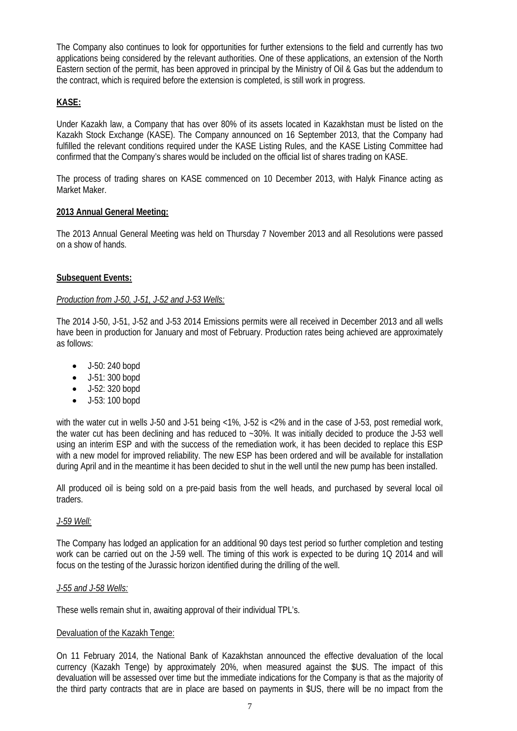The Company also continues to look for opportunities for further extensions to the field and currently has two applications being considered by the relevant authorities. One of these applications, an extension of the North Eastern section of the permit, has been approved in principal by the Ministry of Oil & Gas but the addendum to the contract, which is required before the extension is completed, is still work in progress.

**KASE:**

Under Kazakh law, a Company that has over 80% of its assets located in Kazakhstan must be listed on the Kazakh Stock Exchange (KASE). The Company announced on 16 September 2013, that the Company had fulfilled the relevant conditions required under the KASE Listing Rules, and the KASE Listing Committee had confirmed that the Company's shares would be included on the official list of shares trading on KASE.

The process of trading shares on KASE commenced on 10 December 2013, with Halyk Finance acting as Market Maker.

**2013 Annual General Meeting:**

The 2013 Annual General Meeting was held on Thursday 7 November 2013 and all Resolutions were passed on a show of hands.

**Subsequent Events:**

*Production from J-50, J-51, J-52 and J-53 Wells:*

The 2014 J-50, J-51, J-52 and J-53 2014 Emissions permits were all received in December 2013 and all wells have been in production for January and most of February. Production rates being achieved are approximately as follows:

- J-50: 240 bopd
- J-51: 300 bopd
- J-52: 320 bopd
- J-53: 100 bopd

with the water cut in wells J-50 and J-51 being <1%, J-52 is <2% and in the case of J-53, post remedial work, the water cut has been declining and has reduced to ~30%. It was initially decided to produce the J-53 well using an interim ESP and with the success of the remediation work, it has been decided to replace this ESP with a new model for improved reliability. The new ESP has been ordered and will be available for installation during April and in the meantime it has been decided to shut in the well until the new pump has been installed.

All produced oil is being sold on a pre-paid basis from the well heads, and purchased by several local oil traders.

*J-59 Well:*

The Company has lodged an application for an additional 90 days test period so further completion and testing work can be carried out on the J-59 well. The timing of this work is expected to be during 1Q 2014 and will focus on the testing of the Jurassic horizon identified during the drilling of the well.

*J-55 and J-58 Wells:*

These wells remain shut in, awaiting approval of their individual TPL's.

Devaluation of the Kazakh Tenge:

On 11 February 2014, the National Bank of Kazakhstan announced the effective devaluation of the local currency (Kazakh Tenge) by approximately 20%, when measured against the $US. The impact of this devaluation will be assessed over time but the immediate indications for the Company is that as the majority of the third party contracts that are in place are based on payments in $US, there will be no impact from the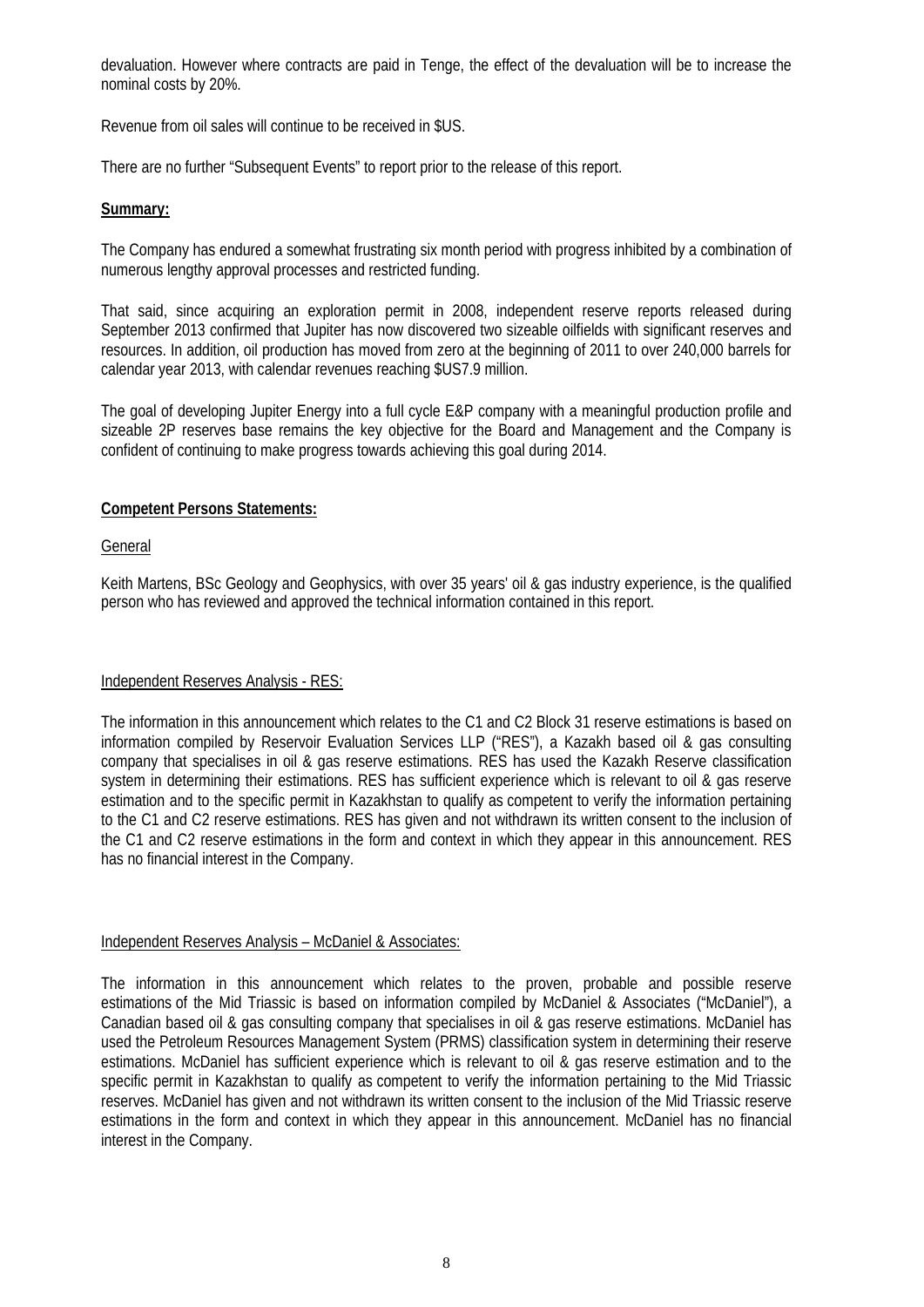devaluation. However where contracts are paid in Tenge, the effect of the devaluation will be to increase the nominal costs by 20%.

Revenue from oil sales will continue to be received in $US.

There are no further "Subsequent Events" to report prior to the release of this report.

**Summary:**

The Company has endured a somewhat frustrating six month period with progress inhibited by a combination of numerous lengthy approval processes and restricted funding.

That said, since acquiring an exploration permit in 2008, independent reserve reports released during September 2013 confirmed that Jupiter has now discovered two sizeable oilfields with significant reserves and resources. In addition, oil production has moved from zero at the beginning of 2011 to over 240,000 barrels for calendar year 2013, with calendar revenues reaching $US7.9 million.

The goal of developing Jupiter Energy into a full cycle E&P company with a meaningful production profile and sizeable 2P reserves base remains the key objective for the Board and Management and the Company is confident of continuing to make progress towards achieving this goal during 2014.

**Competent Persons Statements:**

General

Keith Martens, BSc Geology and Geophysics, with over 35 years' oil & gas industry experience, is the qualified person who has reviewed and approved the technical information contained in this report.

Independent Reserves Analysis - RES:

The information in this announcement which relates to the C1 and C2 Block 31 reserve estimations is based on information compiled by Reservoir Evaluation Services LLP ("RES"), a Kazakh based oil & gas consulting company that specialises in oil & gas reserve estimations. RES has used the Kazakh Reserve classification system in determining their estimations. RES has sufficient experience which is relevant to oil & gas reserve estimation and to the specific permit in Kazakhstan to qualify as competent to verify the information pertaining to the C1 and C2 reserve estimations. RES has given and not withdrawn its written consent to the inclusion of the C1 and C2 reserve estimations in the form and context in which they appear in this announcement. RES has no financial interest in the Company.

Independent Reserves Analysis – McDaniel & Associates:

The information in this announcement which relates to the proven, probable and possible reserve estimations of the Mid Triassic is based on information compiled by McDaniel & Associates ("McDaniel"), a Canadian based oil & gas consulting company that specialises in oil & gas reserve estimations. McDaniel has used the Petroleum Resources Management System (PRMS) classification system in determining their reserve estimations. McDaniel has sufficient experience which is relevant to oil & gas reserve estimation and to the specific permit in Kazakhstan to qualify as competent to verify the information pertaining to the Mid Triassic reserves. McDaniel has given and not withdrawn its written consent to the inclusion of the Mid Triassic reserve estimations in the form and context in which they appear in this announcement. McDaniel has no financial interest in the Company.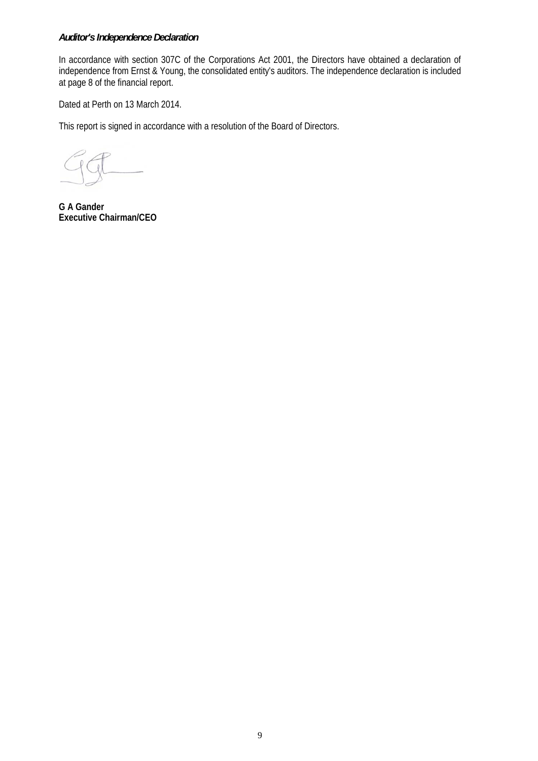***Auditor's Independence Declaration***

In accordance with section 307C of the Corporations Act 2001, the Directors have obtained a declaration of independence from Ernst & Young, the consolidated entity's auditors. The independence declaration is included at page 8 of the financial report.

Dated at Perth on 13 March 2014.

This report is signed in accordance with a resolution of the Board of Directors.

**G A Gander**
**Executive Chairman/CEO**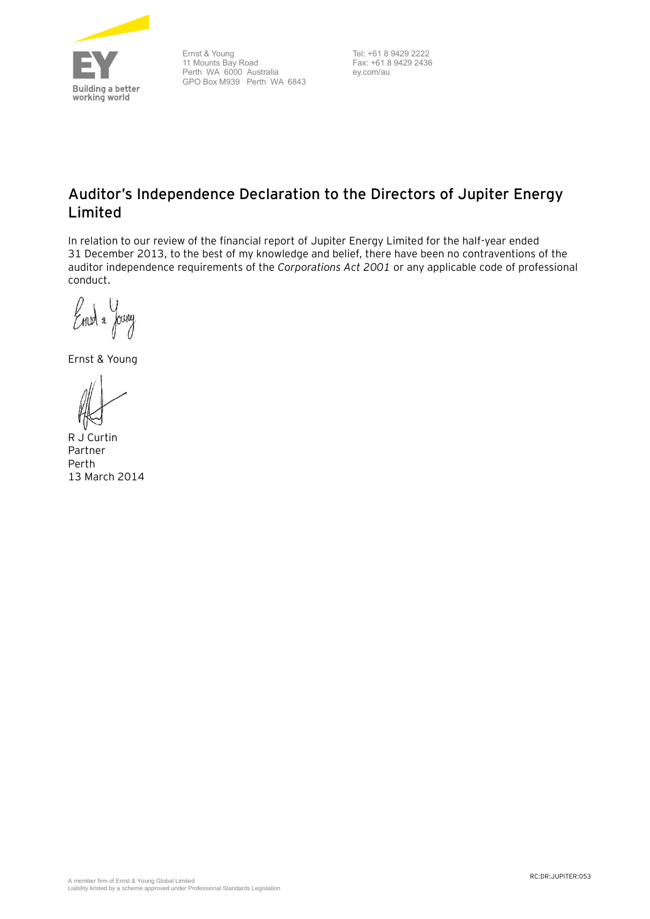Ernst & Young
11 Mounts Bay Road
Perth WA 6000 Australia
GPO Box M939 Perth WA 6843

Tel: +61 8 9429 2222
Fax: +61 8 9429 2436
ey.com/au

# Auditor's Independence Declaration to the Directors of Jupiter Energy Limited

In relation to our review of the financial report of Jupiter Energy Limited for the half-year ended 31 December 2013, to the best of my knowledge and belief, there have been no contraventions of the auditor independence requirements of the *Corporations Act 2001* or any applicable code of professional conduct.

Ernst & Young

R J Curtin
Partner
Perth
13 March 2014

A member firm of Ernst & Young Global Limited
Liability limited by a scheme approved under Professional Standards Legislation

RC:DR:JUPITER:053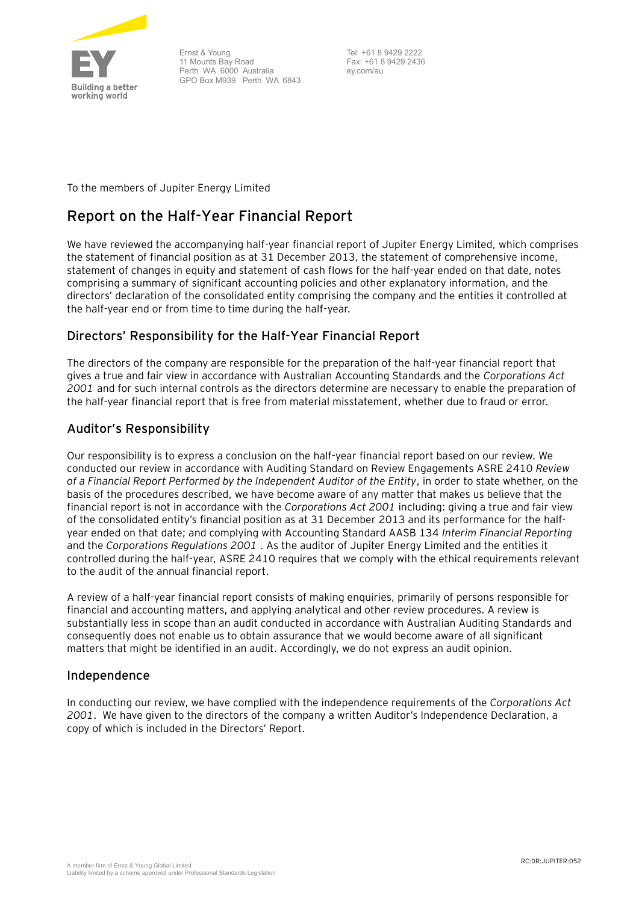Ernst & Young
11 Mounts Bay Road
Perth WA 6000 Australia
GPO Box M939 Perth WA 6843

Tel: +61 8 9429 2222
Fax: +61 8 9429 2436
ey.com/au

To the members of Jupiter Energy Limited

# Report on the Half-Year Financial Report

We have reviewed the accompanying half-year financial report of Jupiter Energy Limited, which comprises the statement of financial position as at 31 December 2013, the statement of comprehensive income, statement of changes in equity and statement of cash flows for the half-year ended on that date, notes comprising a summary of significant accounting policies and other explanatory information, and the directors' declaration of the consolidated entity comprising the company and the entities it controlled at the half-year end or from time to time during the half-year.

## Directors' Responsibility for the Half-Year Financial Report

The directors of the company are responsible for the preparation of the half-year financial report that gives a true and fair view in accordance with Australian Accounting Standards and the *Corporations Act 2001* and for such internal controls as the directors determine are necessary to enable the preparation of the half-year financial report that is free from material misstatement, whether due to fraud or error.

## Auditor's Responsibility

Our responsibility is to express a conclusion on the half-year financial report based on our review. We conducted our review in accordance with Auditing Standard on Review Engagements ASRE 2410 *Review of a Financial Report Performed by the Independent Auditor of the Entity*, in order to state whether, on the basis of the procedures described, we have become aware of any matter that makes us believe that the financial report is not in accordance with the *Corporations Act 2001* including: giving a true and fair view of the consolidated entity's financial position as at 31 December 2013 and its performance for the half-year ended on that date; and complying with Accounting Standard AASB 134 *Interim Financial Reporting* and the *Corporations Regulations 2001* . As the auditor of Jupiter Energy Limited and the entities it controlled during the half-year, ASRE 2410 requires that we comply with the ethical requirements relevant to the audit of the annual financial report.

A review of a half-year financial report consists of making enquiries, primarily of persons responsible for financial and accounting matters, and applying analytical and other review procedures. A review is substantially less in scope than an audit conducted in accordance with Australian Auditing Standards and consequently does not enable us to obtain assurance that we would become aware of all significant matters that might be identified in an audit. Accordingly, we do not express an audit opinion.

## Independence

In conducting our review, we have complied with the independence requirements of the *Corporations Act 2001*. We have given to the directors of the company a written Auditor's Independence Declaration, a copy of which is included in the Directors' Report.

A member firm of Ernst & Young Global Limited
Liability limited by a scheme approved under Professional Standards Legislation

RC:DR:JUPITER:052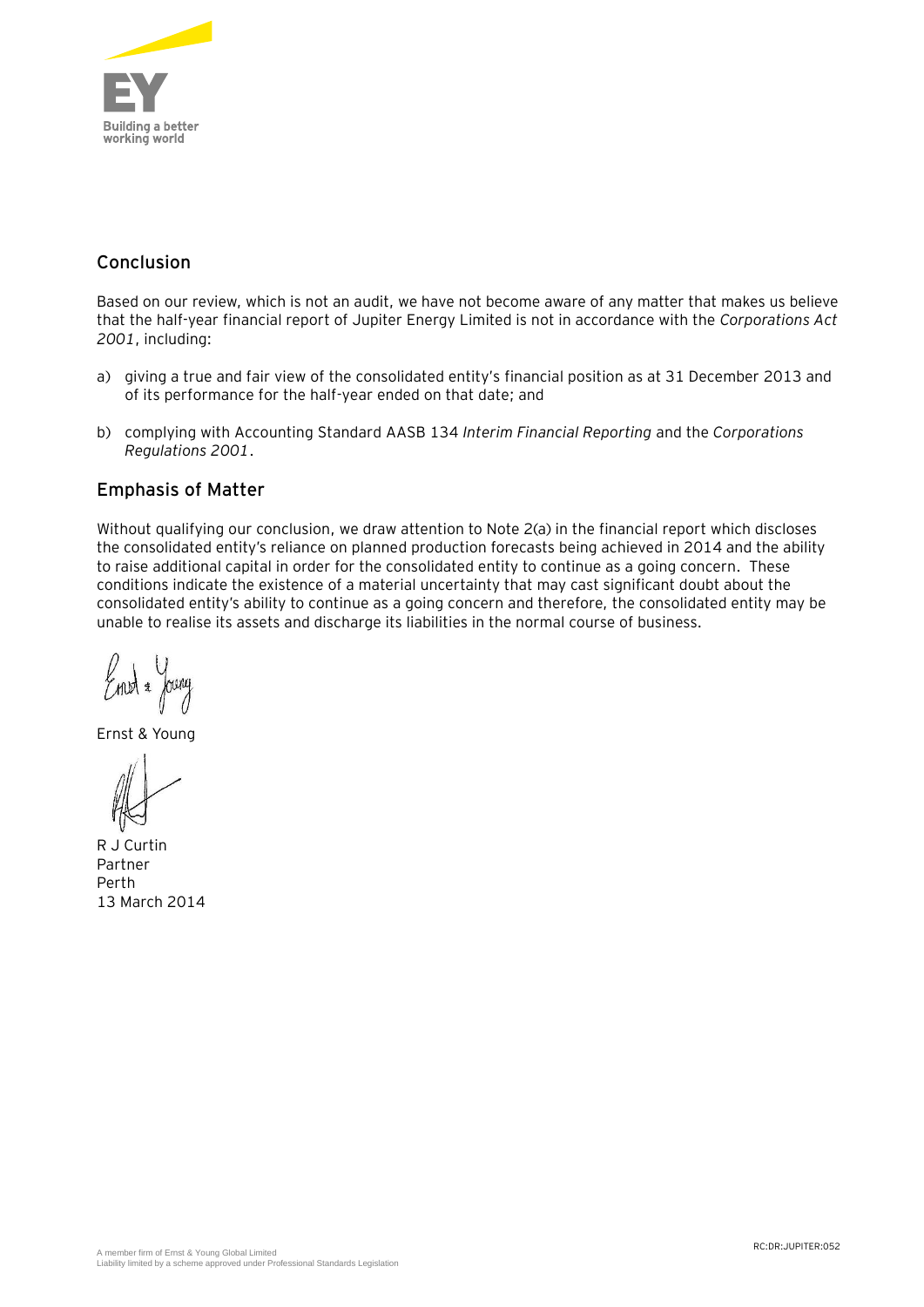## Conclusion

Based on our review, which is not an audit, we have not become aware of any matter that makes us believe that the half-year financial report of Jupiter Energy Limited is not in accordance with the *Corporations Act 2001*, including:

a) giving a true and fair view of the consolidated entity's financial position as at 31 December 2013 and of its performance for the half-year ended on that date; and

b) complying with Accounting Standard AASB 134 *Interim Financial Reporting* and the *Corporations Regulations 2001*.

## Emphasis of Matter

Without qualifying our conclusion, we draw attention to Note 2(a) in the financial report which discloses the consolidated entity's reliance on planned production forecasts being achieved in 2014 and the ability to raise additional capital in order for the consolidated entity to continue as a going concern. These conditions indicate the existence of a material uncertainty that may cast significant doubt about the consolidated entity's ability to continue as a going concern and therefore, the consolidated entity may be unable to realise its assets and discharge its liabilities in the normal course of business.

Ernst & Young

R J Curtin
Partner
Perth
13 March 2014

A member firm of Ernst & Young Global Limited
Liability limited by a scheme approved under Professional Standards Legislation

RC:DR:JUPITER:052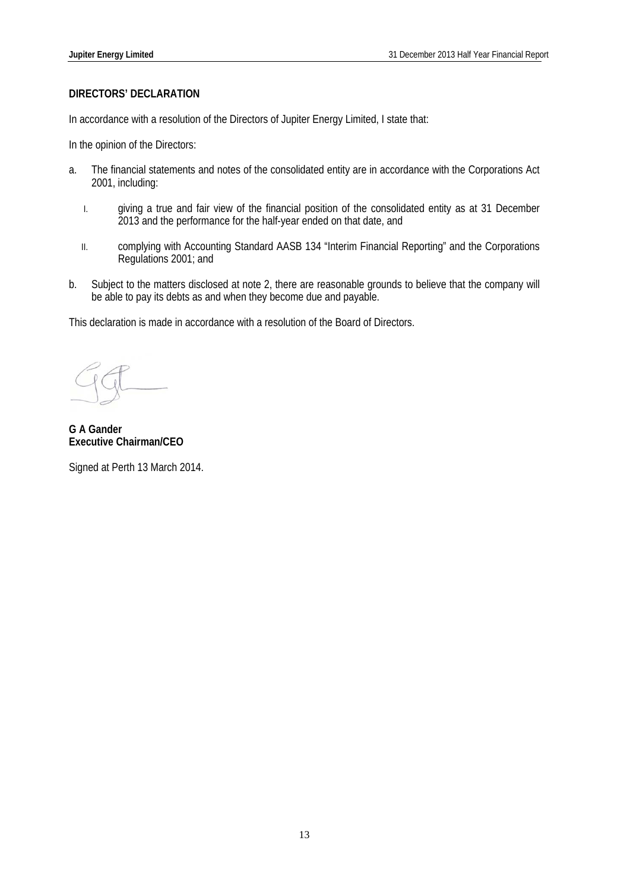## DIRECTORS' DECLARATION

In accordance with a resolution of the Directors of Jupiter Energy Limited, I state that:

In the opinion of the Directors:

a. The financial statements and notes of the consolidated entity are in accordance with the Corporations Act 2001, including:

    I. giving a true and fair view of the financial position of the consolidated entity as at 31 December 2013 and the performance for the half-year ended on that date, and

    II. complying with Accounting Standard AASB 134 "Interim Financial Reporting" and the Corporations Regulations 2001; and

b. Subject to the matters disclosed at note 2, there are reasonable grounds to believe that the company will be able to pay its debts as and when they become due and payable.

This declaration is made in accordance with a resolution of the Board of Directors.

**G A Gander**
**Executive Chairman/CEO**

Signed at Perth 13 March 2014.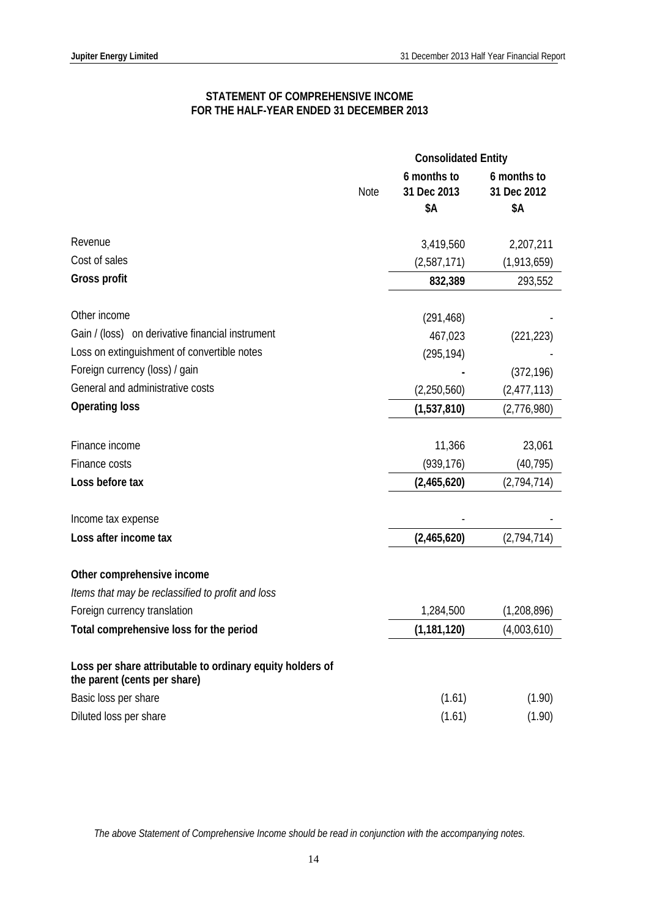## STATEMENT OF COMPREHENSIVE INCOME
## FOR THE HALF-YEAR ENDED 31 DECEMBER 2013

| | Note | Consolidated Entity | |
|---|---|---|---|
| | | 6 months to 31 Dec 2013 $A | 6 months to 31 Dec 2012 $A |
| Revenue | | 3,419,560 | 2,207,211 |
| Cost of sales | | (2,587,171) | (1,913,659) |
| **Gross profit** | | **832,389** | 293,552 |
| Other income | | (291,468) | - |
| Gain / (loss) on derivative financial instrument | | 467,023 | (221,223) |
| Loss on extinguishment of convertible notes | | (295,194) | - |
| Foreign currency (loss) / gain | | **-** | (372,196) |
| General and administrative costs | | (2,250,560) | (2,477,113) |
| **Operating loss** | | **(1,537,810)** | (2,776,980) |
| Finance income | | 11,366 | 23,061 |
| Finance costs | | (939,176) | (40,795) |
| **Loss before tax** | | **(2,465,620)** | (2,794,714) |
| Income tax expense | | - | - |
| **Loss after income tax** | | **(2,465,620)** | (2,794,714) |
| **Other comprehensive income** | | | |
| *Items that may be reclassified to profit and loss* | | | |
| Foreign currency translation | | 1,284,500 | (1,208,896) |
| **Total comprehensive loss for the period** | | **(1,181,120)** | (4,003,610) |
| **Loss per share attributable to ordinary equity holders of the parent (cents per share)** | | | |
| Basic loss per share | | (1.61) | (1.90) |
| Diluted loss per share | | (1.61) | (1.90) |

*The above Statement of Comprehensive Income should be read in conjunction with the accompanying notes.*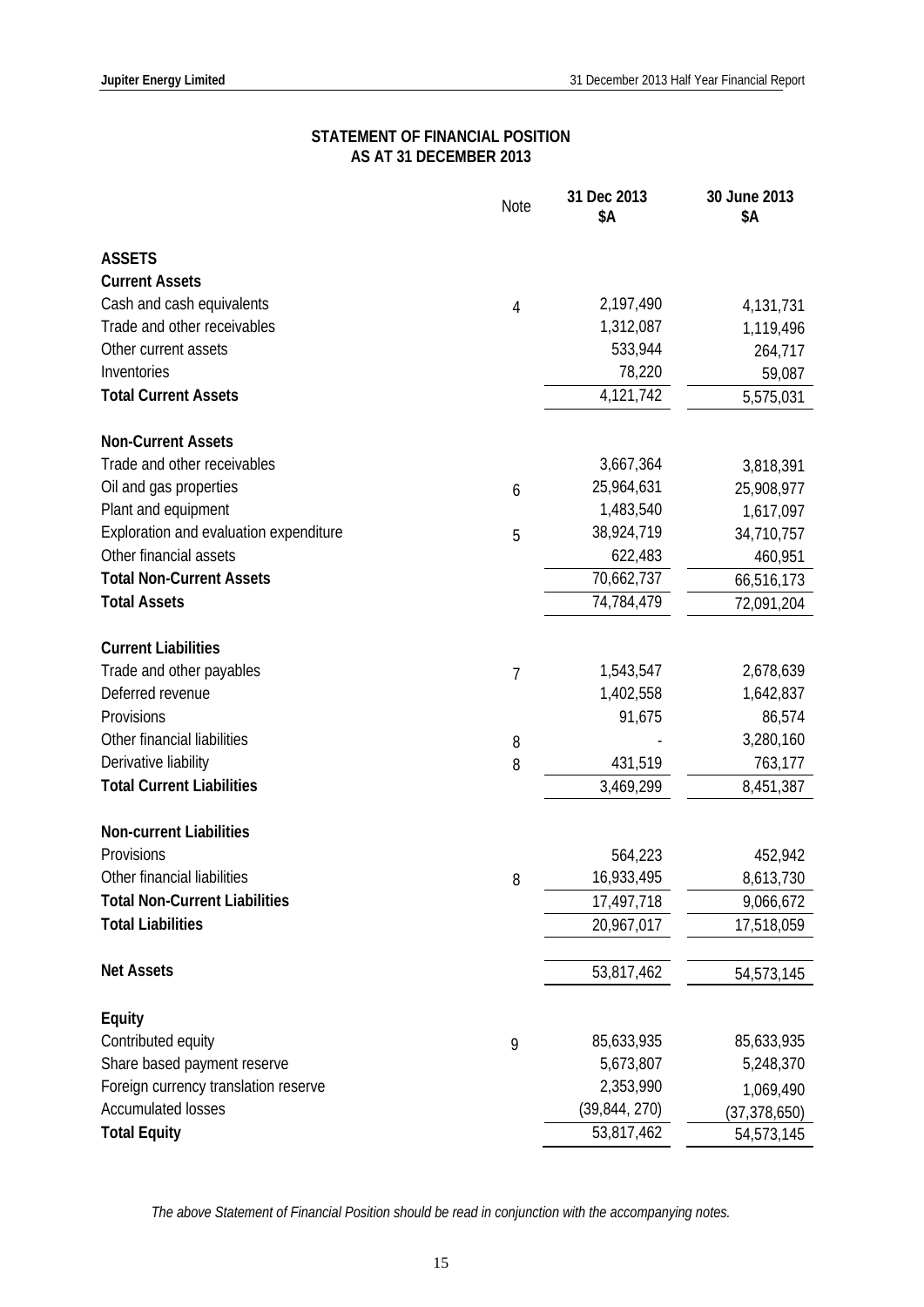# STATEMENT OF FINANCIAL POSITION
## AS AT 31 DECEMBER 2013

| | Note | 31 Dec 2013 $A | 30 June 2013 $A |
|---|---|---|---|
| **ASSETS** | | | |
| **Current Assets** | | | |
| Cash and cash equivalents | 4 | 2,197,490 | 4,131,731 |
| Trade and other receivables | | 1,312,087 | 1,119,496 |
| Other current assets | | 533,944 | 264,717 |
| Inventories | | 78,220 | 59,087 |
| **Total Current Assets** | | 4,121,742 | 5,575,031 |
| | | | |
| **Non-Current Assets** | | | |
| Trade and other receivables | | 3,667,364 | 3,818,391 |
| Oil and gas properties | 6 | 25,964,631 | 25,908,977 |
| Plant and equipment | | 1,483,540 | 1,617,097 |
| Exploration and evaluation expenditure | 5 | 38,924,719 | 34,710,757 |
| Other financial assets | | 622,483 | 460,951 |
| **Total Non-Current Assets** | | 70,662,737 | 66,516,173 |
| **Total Assets** | | 74,784,479 | 72,091,204 |
| | | | |
| **Current Liabilities** | | | |
| Trade and other payables | 7 | 1,543,547 | 2,678,639 |
| Deferred revenue | | 1,402,558 | 1,642,837 |
| Provisions | | 91,675 | 86,574 |
| Other financial liabilities | 8 | - | 3,280,160 |
| Derivative liability | 8 | 431,519 | 763,177 |
| **Total Current Liabilities** | | 3,469,299 | 8,451,387 |
| | | | |
| **Non-current Liabilities** | | | |
| Provisions | | 564,223 | 452,942 |
| Other financial liabilities | 8 | 16,933,495 | 8,613,730 |
| **Total Non-Current Liabilities** | | 17,497,718 | 9,066,672 |
| **Total Liabilities** | | 20,967,017 | 17,518,059 |
| | | | |
| **Net Assets** | | 53,817,462 | 54,573,145 |
| | | | |
| **Equity** | | | |
| Contributed equity | 9 | 85,633,935 | 85,633,935 |
| Share based payment reserve | | 5,673,807 | 5,248,370 |
| Foreign currency translation reserve | | 2,353,990 | 1,069,490 |
| Accumulated losses | | (39,844, 270) | (37,378,650) |
| **Total Equity** | | 53,817,462 | 54,573,145 |

*The above Statement of Financial Position should be read in conjunction with the accompanying notes.*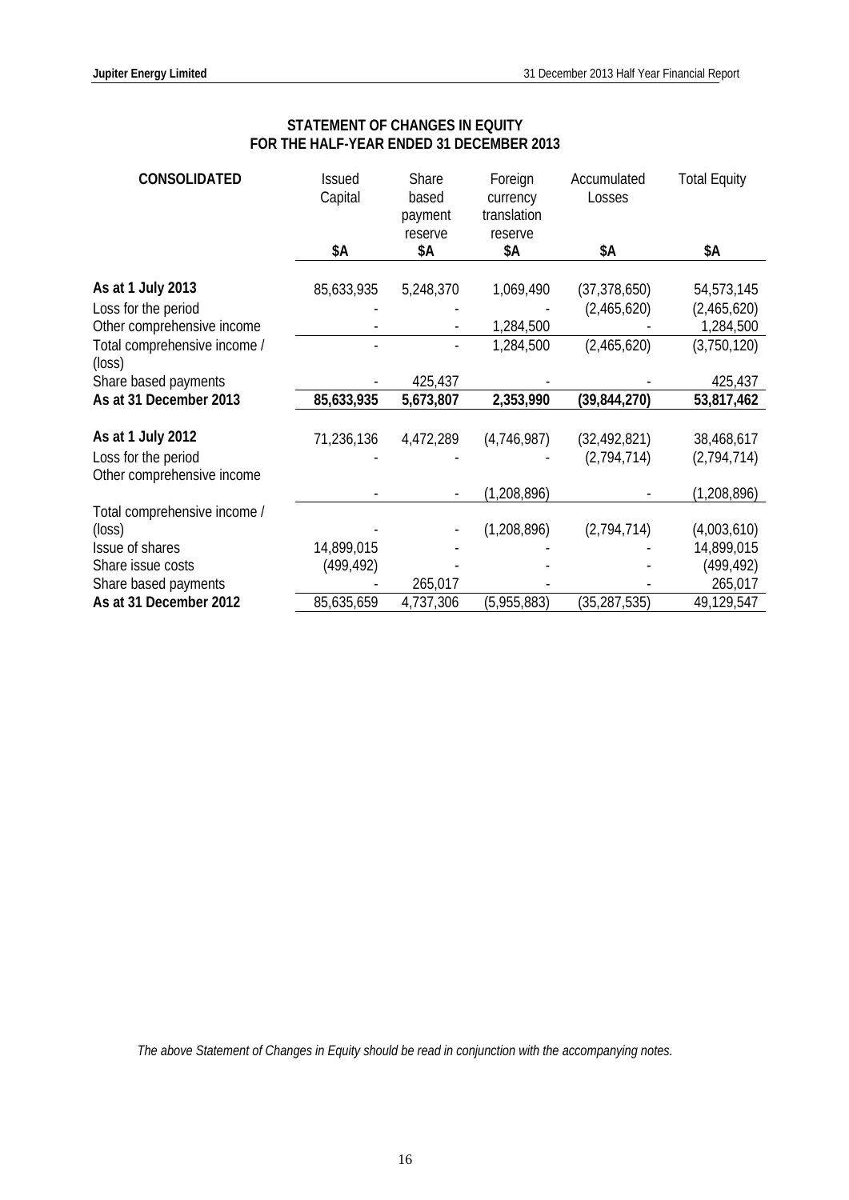## STATEMENT OF CHANGES IN EQUITY
## FOR THE HALF-YEAR ENDED 31 DECEMBER 2013

| CONSOLIDATED | Issued Capital | Share based payment reserve | Foreign currency translation reserve | Accumulated Losses | Total Equity |
|---|---|---|---|---|---|
| | $A | $A | $A | $A | $A |
| **As at 1 July 2013** | 85,633,935 | 5,248,370 | 1,069,490 | (37,378,650) | 54,573,145 |
| Loss for the period | - | - | - | (2,465,620) | (2,465,620) |
| Other comprehensive income | - | - | 1,284,500 | - | 1,284,500 |
| Total comprehensive income / (loss) | - | - | 1,284,500 | (2,465,620) | (3,750,120) |
| Share based payments | - | 425,437 | - | - | 425,437 |
| **As at 31 December 2013** | **85,633,935** | **5,673,807** | **2,353,990** | **(39,844,270)** | **53,817,462** |
| | | | | | |
| **As at 1 July 2012** | 71,236,136 | 4,472,289 | (4,746,987) | (32,492,821) | 38,468,617 |
| Loss for the period | - | - | - | (2,794,714) | (2,794,714) |
| Other comprehensive income | - | - | (1,208,896) | - | (1,208,896) |
| Total comprehensive income / (loss) | - | - | (1,208,896) | (2,794,714) | (4,003,610) |
| Issue of shares | 14,899,015 | - | - | - | 14,899,015 |
| Share issue costs | (499,492) | - | - | - | (499,492) |
| Share based payments | - | 265,017 | - | - | 265,017 |
| **As at 31 December 2012** | 85,635,659 | 4,737,306 | (5,955,883) | (35,287,535) | 49,129,547 |

*The above Statement of Changes in Equity should be read in conjunction with the accompanying notes.*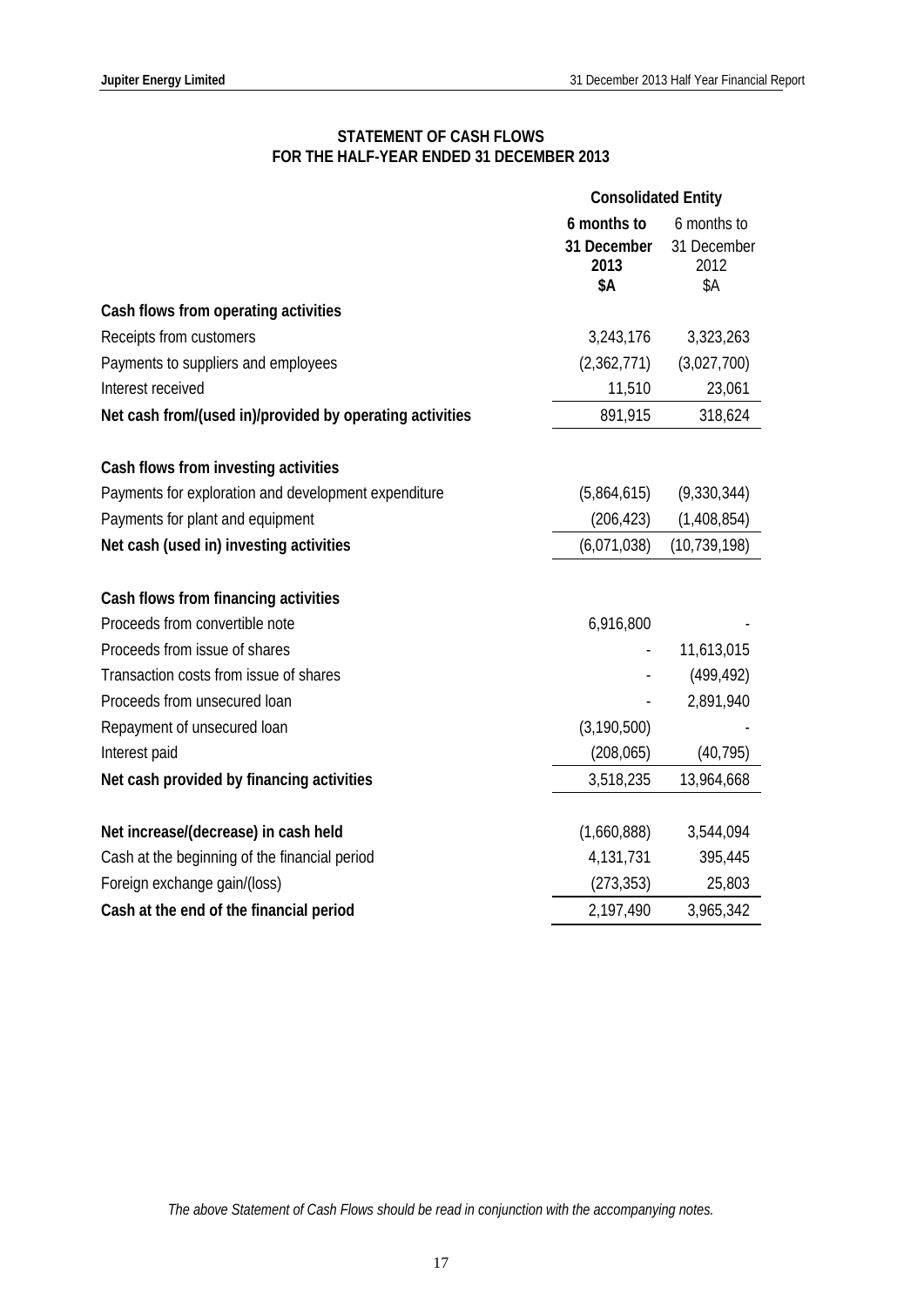# STATEMENT OF CASH FLOWS
## FOR THE HALF-YEAR ENDED 31 DECEMBER 2013

| | Consolidated Entity | |
|---|---|---|
| | **6 months to 31 December 2013 $A** | 6 months to 31 December 2012 $A |
| **Cash flows from operating activities** | | |
| Receipts from customers | 3,243,176 | 3,323,263 |
| Payments to suppliers and employees | (2,362,771) | (3,027,700) |
| Interest received | 11,510 | 23,061 |
| **Net cash from/(used in)/provided by operating activities** | 891,915 | 318,624 |
| | | |
| **Cash flows from investing activities** | | |
| Payments for exploration and development expenditure | (5,864,615) | (9,330,344) |
| Payments for plant and equipment | (206,423) | (1,408,854) |
| **Net cash (used in) investing activities** | (6,071,038) | (10,739,198) |
| | | |
| **Cash flows from financing activities** | | |
| Proceeds from convertible note | 6,916,800 | - |
| Proceeds from issue of shares | - | 11,613,015 |
| Transaction costs from issue of shares | - | (499,492) |
| Proceeds from unsecured loan | - | 2,891,940 |
| Repayment of unsecured loan | (3,190,500) | - |
| Interest paid | (208,065) | (40,795) |
| **Net cash provided by financing activities** | 3,518,235 | 13,964,668 |
| | | |
| **Net increase/(decrease) in cash held** | (1,660,888) | 3,544,094 |
| Cash at the beginning of the financial period | 4,131,731 | 395,445 |
| Foreign exchange gain/(loss) | (273,353) | 25,803 |
| **Cash at the end of the financial period** | 2,197,490 | 3,965,342 |

*The above Statement of Cash Flows should be read in conjunction with the accompanying notes.*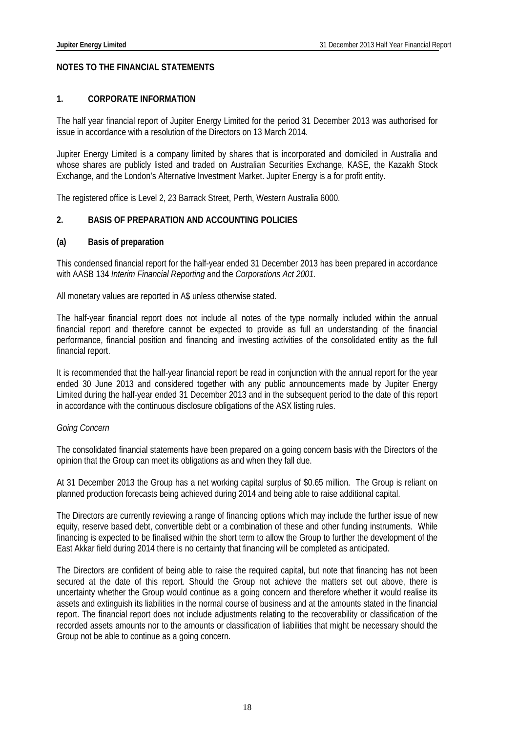## NOTES TO THE FINANCIAL STATEMENTS

### 1. CORPORATE INFORMATION

The half year financial report of Jupiter Energy Limited for the period 31 December 2013 was authorised for issue in accordance with a resolution of the Directors on 13 March 2014.

Jupiter Energy Limited is a company limited by shares that is incorporated and domiciled in Australia and whose shares are publicly listed and traded on Australian Securities Exchange, KASE, the Kazakh Stock Exchange, and the London's Alternative Investment Market. Jupiter Energy is a for profit entity.

The registered office is Level 2, 23 Barrack Street, Perth, Western Australia 6000.

### 2. BASIS OF PREPARATION AND ACCOUNTING POLICIES

#### (a) Basis of preparation

This condensed financial report for the half-year ended 31 December 2013 has been prepared in accordance with AASB 134 *Interim Financial Reporting* and the *Corporations Act 2001.*

All monetary values are reported in A$ unless otherwise stated.

The half-year financial report does not include all notes of the type normally included within the annual financial report and therefore cannot be expected to provide as full an understanding of the financial performance, financial position and financing and investing activities of the consolidated entity as the full financial report.

It is recommended that the half-year financial report be read in conjunction with the annual report for the year ended 30 June 2013 and considered together with any public announcements made by Jupiter Energy Limited during the half-year ended 31 December 2013 and in the subsequent period to the date of this report in accordance with the continuous disclosure obligations of the ASX listing rules.

*Going Concern*

The consolidated financial statements have been prepared on a going concern basis with the Directors of the opinion that the Group can meet its obligations as and when they fall due.

At 31 December 2013 the Group has a net working capital surplus of $0.65 million. The Group is reliant on planned production forecasts being achieved during 2014 and being able to raise additional capital.

The Directors are currently reviewing a range of financing options which may include the further issue of new equity, reserve based debt, convertible debt or a combination of these and other funding instruments. While financing is expected to be finalised within the short term to allow the Group to further the development of the East Akkar field during 2014 there is no certainty that financing will be completed as anticipated.

The Directors are confident of being able to raise the required capital, but note that financing has not been secured at the date of this report. Should the Group not achieve the matters set out above, there is uncertainty whether the Group would continue as a going concern and therefore whether it would realise its assets and extinguish its liabilities in the normal course of business and at the amounts stated in the financial report. The financial report does not include adjustments relating to the recoverability or classification of the recorded assets amounts nor to the amounts or classification of liabilities that might be necessary should the Group not be able to continue as a going concern.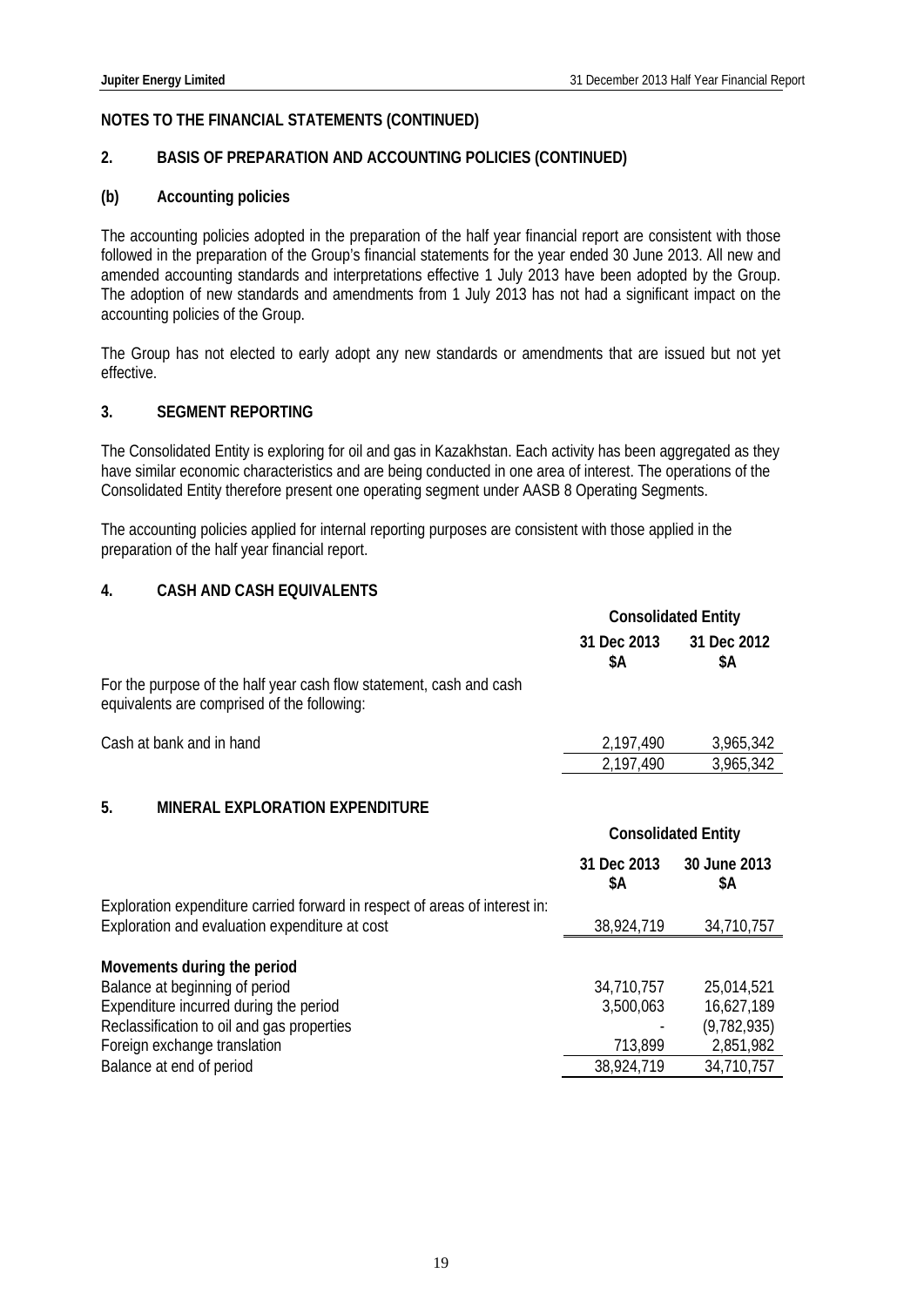## NOTES TO THE FINANCIAL STATEMENTS (CONTINUED)

### 2. BASIS OF PREPARATION AND ACCOUNTING POLICIES (CONTINUED)

#### (b) Accounting policies

The accounting policies adopted in the preparation of the half year financial report are consistent with those followed in the preparation of the Group's financial statements for the year ended 30 June 2013. All new and amended accounting standards and interpretations effective 1 July 2013 have been adopted by the Group. The adoption of new standards and amendments from 1 July 2013 has not had a significant impact on the accounting policies of the Group.

The Group has not elected to early adopt any new standards or amendments that are issued but not yet effective.

### 3. SEGMENT REPORTING

The Consolidated Entity is exploring for oil and gas in Kazakhstan. Each activity has been aggregated as they have similar economic characteristics and are being conducted in one area of interest. The operations of the Consolidated Entity therefore present one operating segment under AASB 8 Operating Segments.

The accounting policies applied for internal reporting purposes are consistent with those applied in the preparation of the half year financial report.

### 4. CASH AND CASH EQUIVALENTS

| | Consolidated Entity | |
|---|---|---|
| | 31 Dec 2013 $A | 31 Dec 2012 $A |
| For the purpose of the half year cash flow statement, cash and cash equivalents are comprised of the following: | | |
| Cash at bank and in hand | 2,197,490 | 3,965,342 |
| | 2,197,490 | 3,965,342 |

### 5. MINERAL EXPLORATION EXPENDITURE

| | Consolidated Entity | |
|---|---|---|
| | 31 Dec 2013 $A | 30 June 2013 $A |
| Exploration expenditure carried forward in respect of areas of interest in: | | |
| Exploration and evaluation expenditure at cost | 38,924,719 | 34,710,757 |
| **Movements during the period** | | |
| Balance at beginning of period | 34,710,757 | 25,014,521 |
| Expenditure incurred during the period | 3,500,063 | 16,627,189 |
| Reclassification to oil and gas properties | - | (9,782,935) |
| Foreign exchange translation | 713,899 | 2,851,982 |
| Balance at end of period | 38,924,719 | 34,710,757 |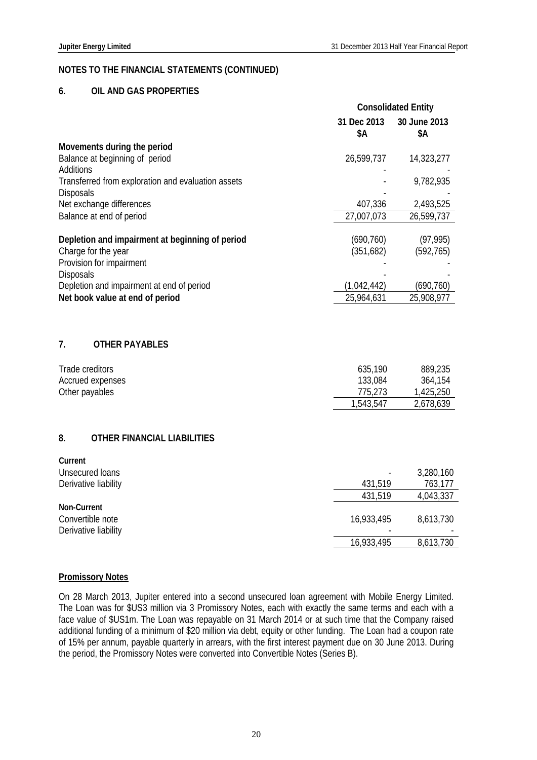## NOTES TO THE FINANCIAL STATEMENTS (CONTINUED)

### 6. OIL AND GAS PROPERTIES

| | Consolidated Entity | |
|---|---|---|
| | 31 Dec 2013 $A | 30 June 2013 $A |
| **Movements during the period** | | |
| Balance at beginning of period | 26,599,737 | 14,323,277 |
| Additions | - | - |
| Transferred from exploration and evaluation assets | - | 9,782,935 |
| Disposals | - | - |
| Net exchange differences | 407,336 | 2,493,525 |
| Balance at end of period | 27,007,073 | 26,599,737 |
| | | |
| **Depletion and impairment at beginning of period** | (690,760) | (97,995) |
| Charge for the year | (351,682) | (592,765) |
| Provision for impairment | - | - |
| Disposals | - | - |
| Depletion and impairment at end of period | (1,042,442) | (690,760) |
| **Net book value at end of period** | 25,964,631 | 25,908,977 |

### 7. OTHER PAYABLES

| | 31 Dec 2013 $A | 30 June 2013 $A |
|---|---|---|
| Trade creditors | 635,190 | 889,235 |
| Accrued expenses | 133,084 | 364,154 |
| Other payables | 775,273 | 1,425,250 |
| | 1,543,547 | 2,678,639 |

### 8. OTHER FINANCIAL LIABILITIES

| | 31 Dec 2013 $A | 30 June 2013 $A |
|---|---|---|
| **Current** | | |
| Unsecured loans | - | 3,280,160 |
| Derivative liability | 431,519 | 763,177 |
| | 431,519 | 4,043,337 |
| **Non-Current** | | |
| Convertible note | 16,933,495 | 8,613,730 |
| Derivative liability | - | - |
| | 16,933,495 | 8,613,730 |

**Promissory Notes**

On 28 March 2013, Jupiter entered into a second unsecured loan agreement with Mobile Energy Limited. The Loan was for $US3 million via 3 Promissory Notes, each with exactly the same terms and each with a face value of $US1m. The Loan was repayable on 31 March 2014 or at such time that the Company raised additional funding of a minimum of $20 million via debt, equity or other funding. The Loan had a coupon rate of 15% per annum, payable quarterly in arrears, with the first interest payment due on 30 June 2013. During the period, the Promissory Notes were converted into Convertible Notes (Series B).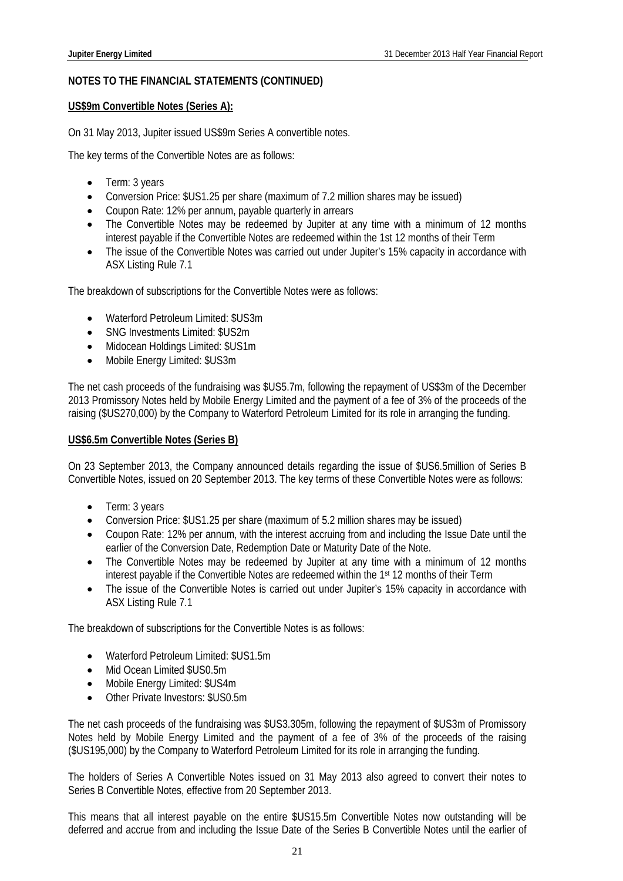**NOTES TO THE FINANCIAL STATEMENTS (CONTINUED)**

**US$9m Convertible Notes (Series A):**

On 31 May 2013, Jupiter issued US$9m Series A convertible notes.

The key terms of the Convertible Notes are as follows:

- Term: 3 years
- Conversion Price: $US1.25 per share (maximum of 7.2 million shares may be issued)
- Coupon Rate: 12% per annum, payable quarterly in arrears
- The Convertible Notes may be redeemed by Jupiter at any time with a minimum of 12 months interest payable if the Convertible Notes are redeemed within the 1st 12 months of their Term
- The issue of the Convertible Notes was carried out under Jupiter's 15% capacity in accordance with ASX Listing Rule 7.1

The breakdown of subscriptions for the Convertible Notes were as follows:

- Waterford Petroleum Limited: $US3m
- SNG Investments Limited: $US2m
- Midocean Holdings Limited: $US1m
- Mobile Energy Limited: $US3m

The net cash proceeds of the fundraising was $US5.7m, following the repayment of US$3m of the December 2013 Promissory Notes held by Mobile Energy Limited and the payment of a fee of 3% of the proceeds of the raising ($US270,000) by the Company to Waterford Petroleum Limited for its role in arranging the funding.

**US$6.5m Convertible Notes (Series B)**

On 23 September 2013, the Company announced details regarding the issue of $US6.5million of Series B Convertible Notes, issued on 20 September 2013. The key terms of these Convertible Notes were as follows:

- Term: 3 years
- Conversion Price: $US1.25 per share (maximum of 5.2 million shares may be issued)
- Coupon Rate: 12% per annum, with the interest accruing from and including the Issue Date until the earlier of the Conversion Date, Redemption Date or Maturity Date of the Note.
- The Convertible Notes may be redeemed by Jupiter at any time with a minimum of 12 months interest payable if the Convertible Notes are redeemed within the 1st 12 months of their Term
- The issue of the Convertible Notes is carried out under Jupiter's 15% capacity in accordance with ASX Listing Rule 7.1

The breakdown of subscriptions for the Convertible Notes is as follows:

- Waterford Petroleum Limited: $US1.5m
- Mid Ocean Limited $US0.5m
- Mobile Energy Limited: $US4m
- Other Private Investors: $US0.5m

The net cash proceeds of the fundraising was $US3.305m, following the repayment of $US3m of Promissory Notes held by Mobile Energy Limited and the payment of a fee of 3% of the proceeds of the raising ($US195,000) by the Company to Waterford Petroleum Limited for its role in arranging the funding.

The holders of Series A Convertible Notes issued on 31 May 2013 also agreed to convert their notes to Series B Convertible Notes, effective from 20 September 2013.

This means that all interest payable on the entire $US15.5m Convertible Notes now outstanding will be deferred and accrue from and including the Issue Date of the Series B Convertible Notes until the earlier of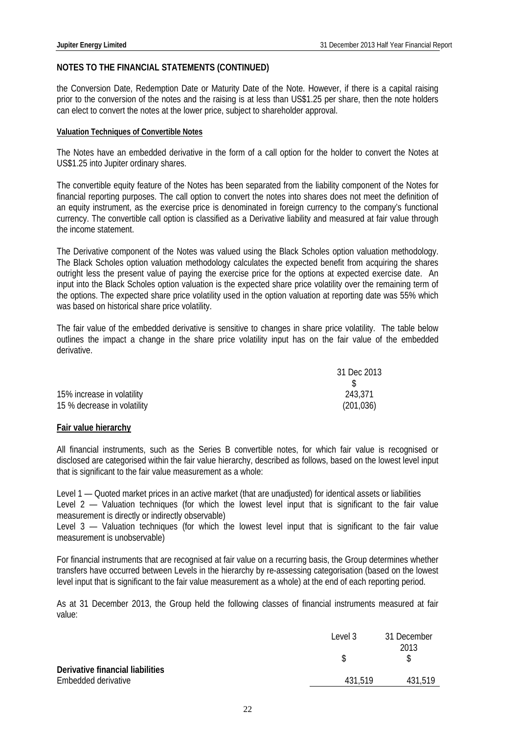## NOTES TO THE FINANCIAL STATEMENTS (CONTINUED)

the Conversion Date, Redemption Date or Maturity Date of the Note. However, if there is a capital raising prior to the conversion of the notes and the raising is at less than US$1.25 per share, then the note holders can elect to convert the notes at the lower price, subject to shareholder approval.

**Valuation Techniques of Convertible Notes**

The Notes have an embedded derivative in the form of a call option for the holder to convert the Notes at US$1.25 into Jupiter ordinary shares.

The convertible equity feature of the Notes has been separated from the liability component of the Notes for financial reporting purposes. The call option to convert the notes into shares does not meet the definition of an equity instrument, as the exercise price is denominated in foreign currency to the company's functional currency. The convertible call option is classified as a Derivative liability and measured at fair value through the income statement.

The Derivative component of the Notes was valued using the Black Scholes option valuation methodology. The Black Scholes option valuation methodology calculates the expected benefit from acquiring the shares outright less the present value of paying the exercise price for the options at expected exercise date. An input into the Black Scholes option valuation is the expected share price volatility over the remaining term of the options. The expected share price volatility used in the option valuation at reporting date was 55% which was based on historical share price volatility.

The fair value of the embedded derivative is sensitive to changes in share price volatility. The table below outlines the impact a change in the share price volatility input has on the fair value of the embedded derivative.

| | 31 Dec 2013 |
|---|---|
| | $ |
| 15% increase in volatility | 243,371 |
| 15 % decrease in volatility | (201,036) |

**Fair value hierarchy**

All financial instruments, such as the Series B convertible notes, for which fair value is recognised or disclosed are categorised within the fair value hierarchy, described as follows, based on the lowest level input that is significant to the fair value measurement as a whole:

Level 1 — Quoted market prices in an active market (that are unadjusted) for identical assets or liabilities
Level 2 — Valuation techniques (for which the lowest level input that is significant to the fair value measurement is directly or indirectly observable)
Level 3 — Valuation techniques (for which the lowest level input that is significant to the fair value measurement is unobservable)

For financial instruments that are recognised at fair value on a recurring basis, the Group determines whether transfers have occurred between Levels in the hierarchy by re-assessing categorisation (based on the lowest level input that is significant to the fair value measurement as a whole) at the end of each reporting period.

As at 31 December 2013, the Group held the following classes of financial instruments measured at fair value:

| | Level 3 | 31 December 2013 |
|---|---|---|
| | $ | $ |
| **Derivative financial liabilities** | | |
| Embedded derivative | 431,519 | 431,519 |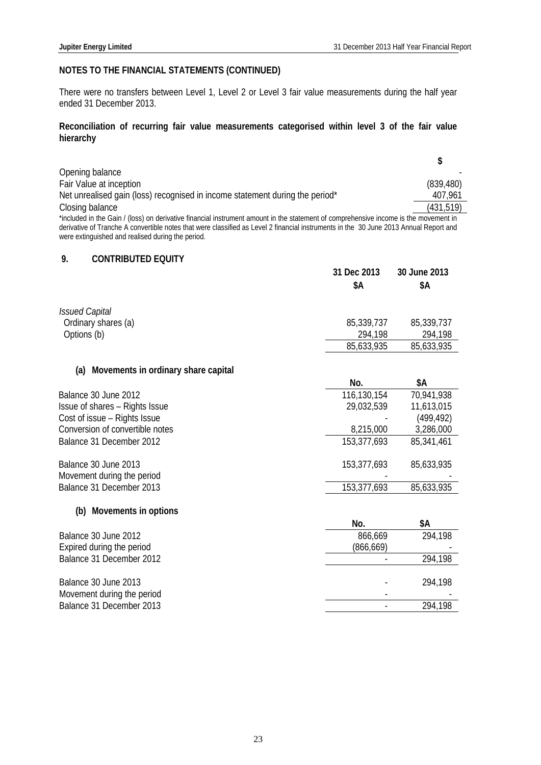## NOTES TO THE FINANCIAL STATEMENTS (CONTINUED)

There were no transfers between Level 1, Level 2 or Level 3 fair value measurements during the half year ended 31 December 2013.

**Reconciliation of recurring fair value measurements categorised within level 3 of the fair value hierarchy**

| | $ |
|---|---|
| Opening balance | - |
| Fair Value at inception | (839,480) |
| Net unrealised gain (loss) recognised in income statement during the period* | 407,961 |
| Closing balance | (431,519) |

*included in the Gain / (loss) on derivative financial instrument amount in the statement of comprehensive income is the movement in derivative of Tranche A convertible notes that were classified as Level 2 financial instruments in the 30 June 2013 Annual Report and were extinguished and realised during the period.

## 9. CONTRIBUTED EQUITY

| | 31 Dec 2013 $A | 30 June 2013 $A |
|---|---|---|
| *Issued Capital* | | |
| Ordinary shares (a) | 85,339,737 | 85,339,737 |
| Options (b) | 294,198 | 294,198 |
| | 85,633,935 | 85,633,935 |

### (a) Movements in ordinary share capital

| | No. | $A |
|---|---|---|
| Balance 30 June 2012 | 116,130,154 | 70,941,938 |
| Issue of shares – Rights Issue | 29,032,539 | 11,613,015 |
| Cost of issue – Rights Issue | - | (499,492) |
| Conversion of convertible notes | 8,215,000 | 3,286,000 |
| Balance 31 December 2012 | 153,377,693 | 85,341,461 |
| | | |
| Balance 30 June 2013 | 153,377,693 | 85,633,935 |
| Movement during the period | - | - |
| Balance 31 December 2013 | 153,377,693 | 85,633,935 |

### (b) Movements in options

| | No. | $A |
|---|---|---|
| Balance 30 June 2012 | 866,669 | 294,198 |
| Expired during the period | (866,669) | - |
| Balance 31 December 2012 | - | 294,198 |
| | | |
| Balance 30 June 2013 | - | 294,198 |
| Movement during the period | - | - |
| Balance 31 December 2013 | - | 294,198 |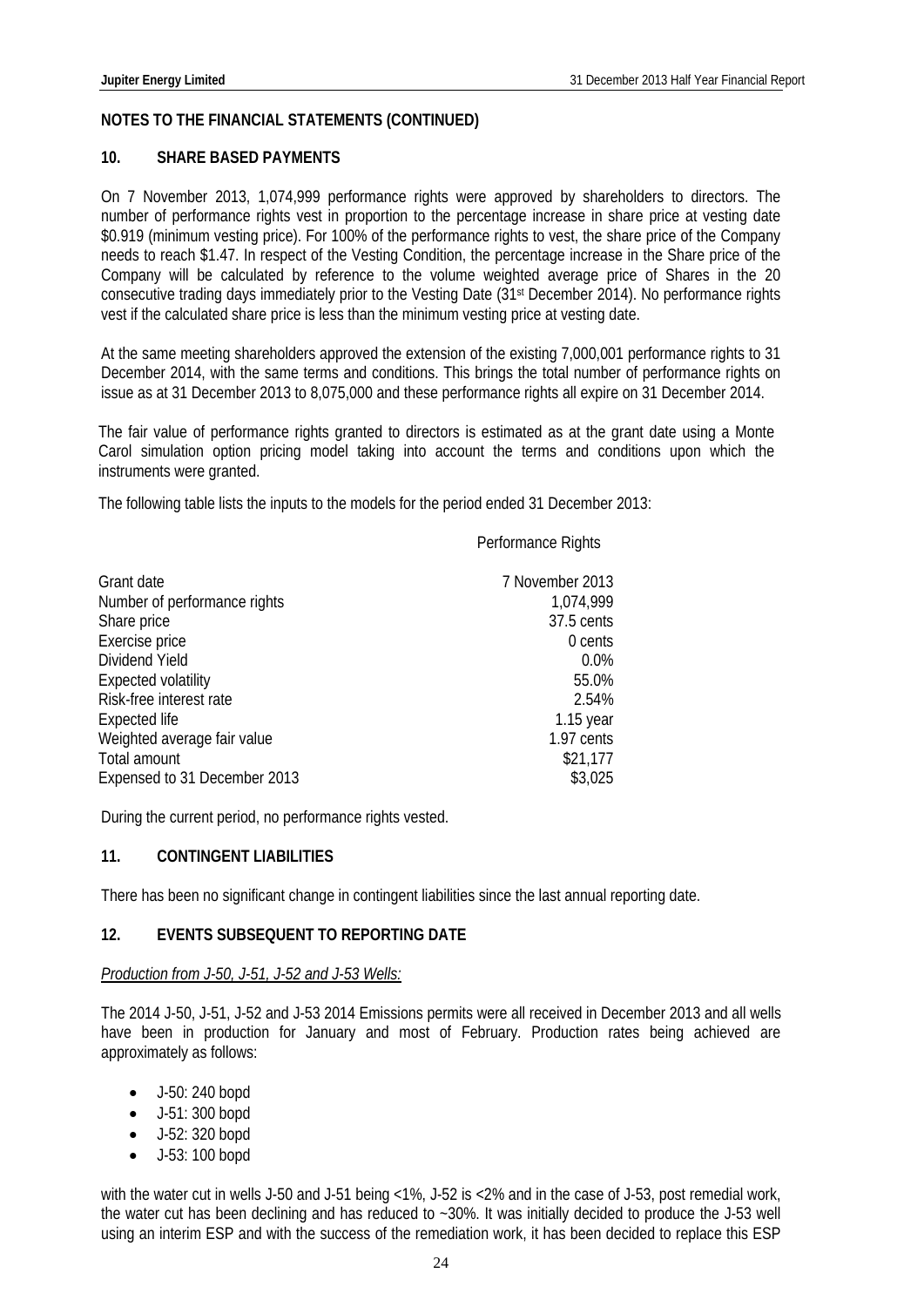## NOTES TO THE FINANCIAL STATEMENTS (CONTINUED)

### 10. SHARE BASED PAYMENTS

On 7 November 2013, 1,074,999 performance rights were approved by shareholders to directors. The number of performance rights vest in proportion to the percentage increase in share price at vesting date $0.919 (minimum vesting price). For 100% of the performance rights to vest, the share price of the Company needs to reach $1.47. In respect of the Vesting Condition, the percentage increase in the Share price of the Company will be calculated by reference to the volume weighted average price of Shares in the 20 consecutive trading days immediately prior to the Vesting Date (31st December 2014). No performance rights vest if the calculated share price is less than the minimum vesting price at vesting date.

At the same meeting shareholders approved the extension of the existing 7,000,001 performance rights to 31 December 2014, with the same terms and conditions. This brings the total number of performance rights on issue as at 31 December 2013 to 8,075,000 and these performance rights all expire on 31 December 2014.

The fair value of performance rights granted to directors is estimated as at the grant date using a Monte Carol simulation option pricing model taking into account the terms and conditions upon which the instruments were granted.

The following table lists the inputs to the models for the period ended 31 December 2013:

| | Performance Rights |
|---|---|
| Grant date | 7 November 2013 |
| Number of performance rights | 1,074,999 |
| Share price | 37.5 cents |
| Exercise price | 0 cents |
| Dividend Yield | 0.0% |
| Expected volatility | 55.0% |
| Risk-free interest rate | 2.54% |
| Expected life | 1.15 year |
| Weighted average fair value | 1.97 cents |
| Total amount | $21,177 |
| Expensed to 31 December 2013 | $3,025 |

During the current period, no performance rights vested.

### 11. CONTINGENT LIABILITIES

There has been no significant change in contingent liabilities since the last annual reporting date.

### 12. EVENTS SUBSEQUENT TO REPORTING DATE

*Production from J-50, J-51, J-52 and J-53 Wells:*

The 2014 J-50, J-51, J-52 and J-53 2014 Emissions permits were all received in December 2013 and all wells have been in production for January and most of February. Production rates being achieved are approximately as follows:

- J-50: 240 bopd
- J-51: 300 bopd
- J-52: 320 bopd
- J-53: 100 bopd

with the water cut in wells J-50 and J-51 being <1%, J-52 is <2% and in the case of J-53, post remedial work, the water cut has been declining and has reduced to ~30%. It was initially decided to produce the J-53 well using an interim ESP and with the success of the remediation work, it has been decided to replace this ESP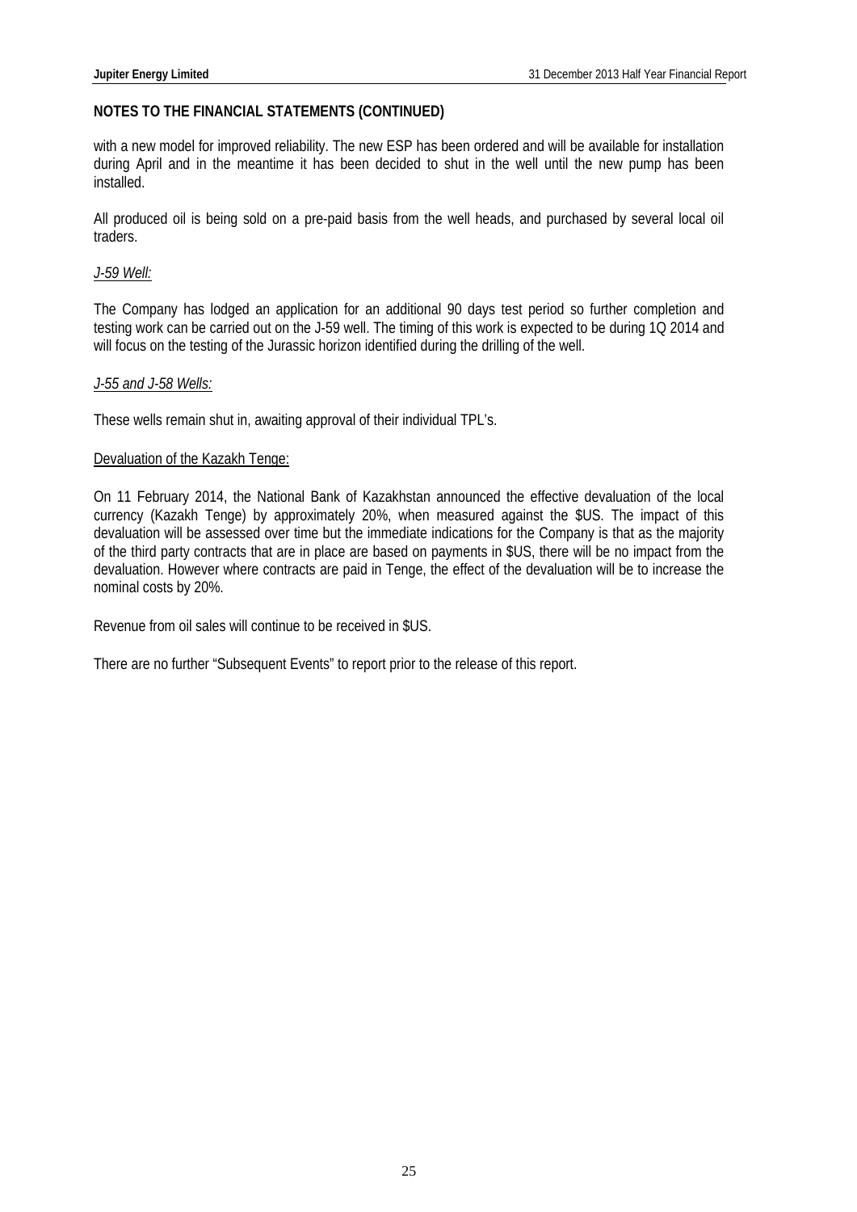## NOTES TO THE FINANCIAL STATEMENTS (CONTINUED)

with a new model for improved reliability. The new ESP has been ordered and will be available for installation during April and in the meantime it has been decided to shut in the well until the new pump has been installed.

All produced oil is being sold on a pre-paid basis from the well heads, and purchased by several local oil traders.

*J-59 Well:*

The Company has lodged an application for an additional 90 days test period so further completion and testing work can be carried out on the J-59 well. The timing of this work is expected to be during 1Q 2014 and will focus on the testing of the Jurassic horizon identified during the drilling of the well.

*J-55 and J-58 Wells:*

These wells remain shut in, awaiting approval of their individual TPL's.

Devaluation of the Kazakh Tenge:

On 11 February 2014, the National Bank of Kazakhstan announced the effective devaluation of the local currency (Kazakh Tenge) by approximately 20%, when measured against the $US. The impact of this devaluation will be assessed over time but the immediate indications for the Company is that as the majority of the third party contracts that are in place are based on payments in $US, there will be no impact from the devaluation. However where contracts are paid in Tenge, the effect of the devaluation will be to increase the nominal costs by 20%.

Revenue from oil sales will continue to be received in $US.

There are no further "Subsequent Events" to report prior to the release of this report.